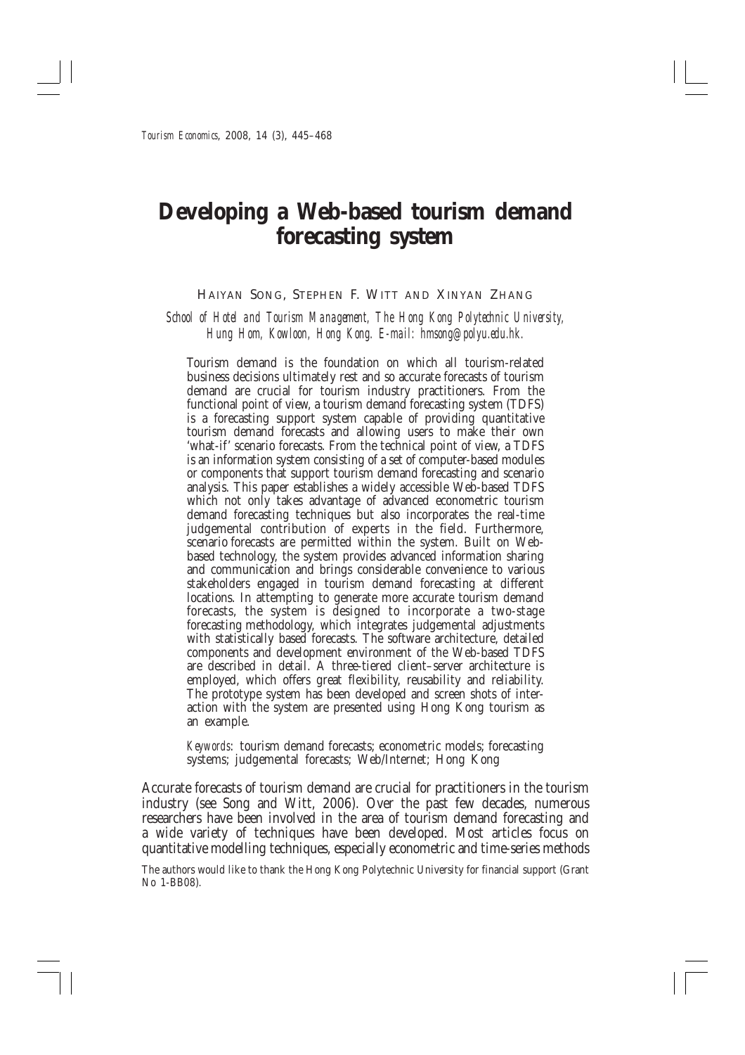# Developing a Web-based tourism demand forecasting system

HAIYAN SONG, STEPHEN F. WITT AND XINYAN ZHANG

*School of Hotel and Tourism Management, The Hong Kong Polytechnic University, Hung Hom, Kowloon, Hong Kong. E-mail: hmsong@polyu.edu.hk.*

Tourism demand is the foundation on which all tourism-related business decisions ultimately rest and so accurate forecasts of tourism demand are crucial for tourism industry practitioners. From the functional point of view, a tourism demand forecasting system (TDFS) is a forecasting support system capable of providing quantitative tourism demand forecasts and allowing users to make their own 'what-if' scenario forecasts. From the technical point of view, a TDFS is an information system consisting of a set of computer-based modules or components that support tourism demand forecasting and scenario analysis. This paper establishes a widely accessible Web-based TDFS which not only takes advantage of advanced econometric tourism demand forecasting techniques but also incorporates the real-time judgemental contribution of experts in the field. Furthermore, scenario forecasts are permitted within the system. Built on Web-based technology, the system provides advanced information sharing and communication and brings considerable convenience to various stakeholders engaged in tourism demand forecasting at different locations. In attempting to generate more accurate tourism demand forecasts, the system is designed to incorporate a two-stage forecasting methodology, which integrates judgemental adjustments with statistically based forecasts. The software architecture, detailed components and development environment of the Web-based TDFS are described in detail. A three-tiered client–server architecture is employed, which offers great flexibility, reusability and reliability. The prototype system has been developed and screen shots of interaction with the system are presented using Hong Kong tourism as an example.

*Keywords*: tourism demand forecasts; econometric models; forecasting systems; judgemental forecasts; Web/Internet; Hong Kong

Accurate forecasts of tourism demand are crucial for practitioners in the tourism industry (see Song and Witt, 2006). Over the past few decades, numerous researchers have been involved in the area of tourism demand forecasting and a wide variety of techniques have been developed. Most articles focus on quantitative modelling techniques, especially econometric and time-series methods

The authors would like to thank the Hong Kong Polytechnic University for financial support (Grant No 1-BB08).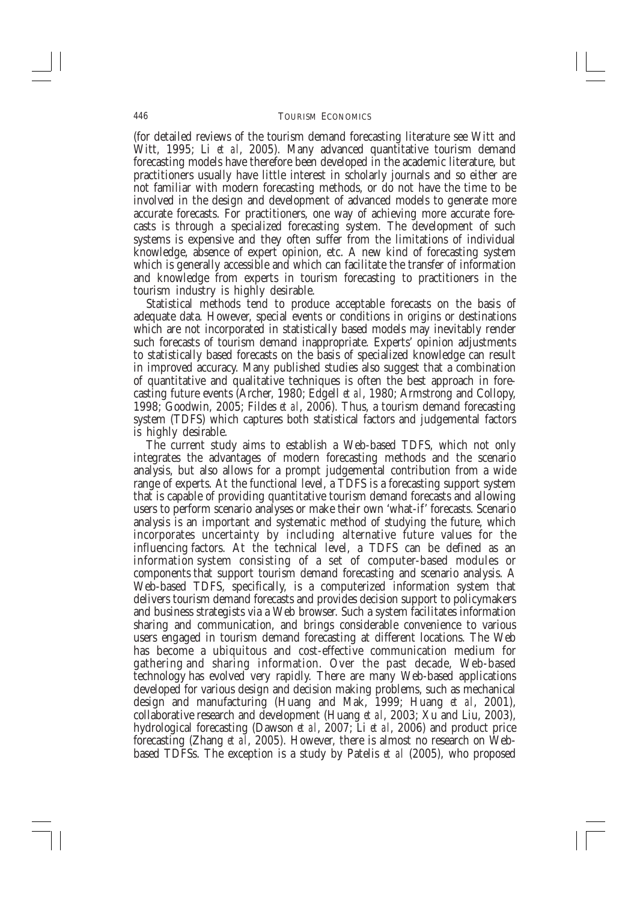(for detailed reviews of the tourism demand forecasting literature see Witt and Witt, 1995; Li *et al*, 2005). Many advanced quantitative tourism demand forecasting models have therefore been developed in the academic literature, but practitioners usually have little interest in scholarly journals and so either are not familiar with modern forecasting methods, or do not have the time to be involved in the design and development of advanced models to generate more accurate forecasts. For practitioners, one way of achieving more accurate forecasts is through a specialized forecasting system. The development of such systems is expensive and they often suffer from the limitations of individual knowledge, absence of expert opinion, etc. A new kind of forecasting system which is generally accessible and which can facilitate the transfer of information and knowledge from experts in tourism forecasting to practitioners in the tourism industry is highly desirable.

Statistical methods tend to produce acceptable forecasts on the basis of adequate data. However, special events or conditions in origins or destinations which are not incorporated in statistically based models may inevitably render such forecasts of tourism demand inappropriate. Experts' opinion adjustments to statistically based forecasts on the basis of specialized knowledge can result in improved accuracy. Many published studies also suggest that a combination of quantitative and qualitative techniques is often the best approach in forecasting future events (Archer, 1980; Edgell *et al*, 1980; Armstrong and Collopy, 1998; Goodwin, 2005; Fildes *et al*, 2006). Thus, a tourism demand forecasting system (TDFS) which captures both statistical factors and judgemental factors is highly desirable.

The current study aims to establish a Web-based TDFS, which not only integrates the advantages of modern forecasting methods and the scenario analysis, but also allows for a prompt judgemental contribution from a wide range of experts. At the functional level, a TDFS is a forecasting support system that is capable of providing quantitative tourism demand forecasts and allowing users to perform scenario analyses or make their own 'what-if' forecasts. Scenario analysis is an important and systematic method of studying the future, which incorporates uncertainty by including alternative future values for the influencing factors. At the technical level, a TDFS can be defined as an information system consisting of a set of computer-based modules or components that support tourism demand forecasting and scenario analysis. A Web-based TDFS, specifically, is a computerized information system that delivers tourism demand forecasts and provides decision support to policymakers and business strategists via a Web browser. Such a system facilitates information sharing and communication, and brings considerable convenience to various users engaged in tourism demand forecasting at different locations. The Web has become a ubiquitous and cost-effective communication medium for gathering and sharing information. Over the past decade, Web-based technology has evolved very rapidly. There are many Web-based applications developed for various design and decision making problems, such as mechanical design and manufacturing (Huang and Mak, 1999; Huang *et al*, 2001), collaborative research and development (Huang *et al*, 2003; Xu and Liu, 2003), hydrological forecasting (Dawson *et al*, 2007; Li *et al*, 2006) and product price forecasting (Zhang *et al*, 2005). However, there is almost no research on Web-based TDFSs. The exception is a study by Patelis *et al* (2005), who proposed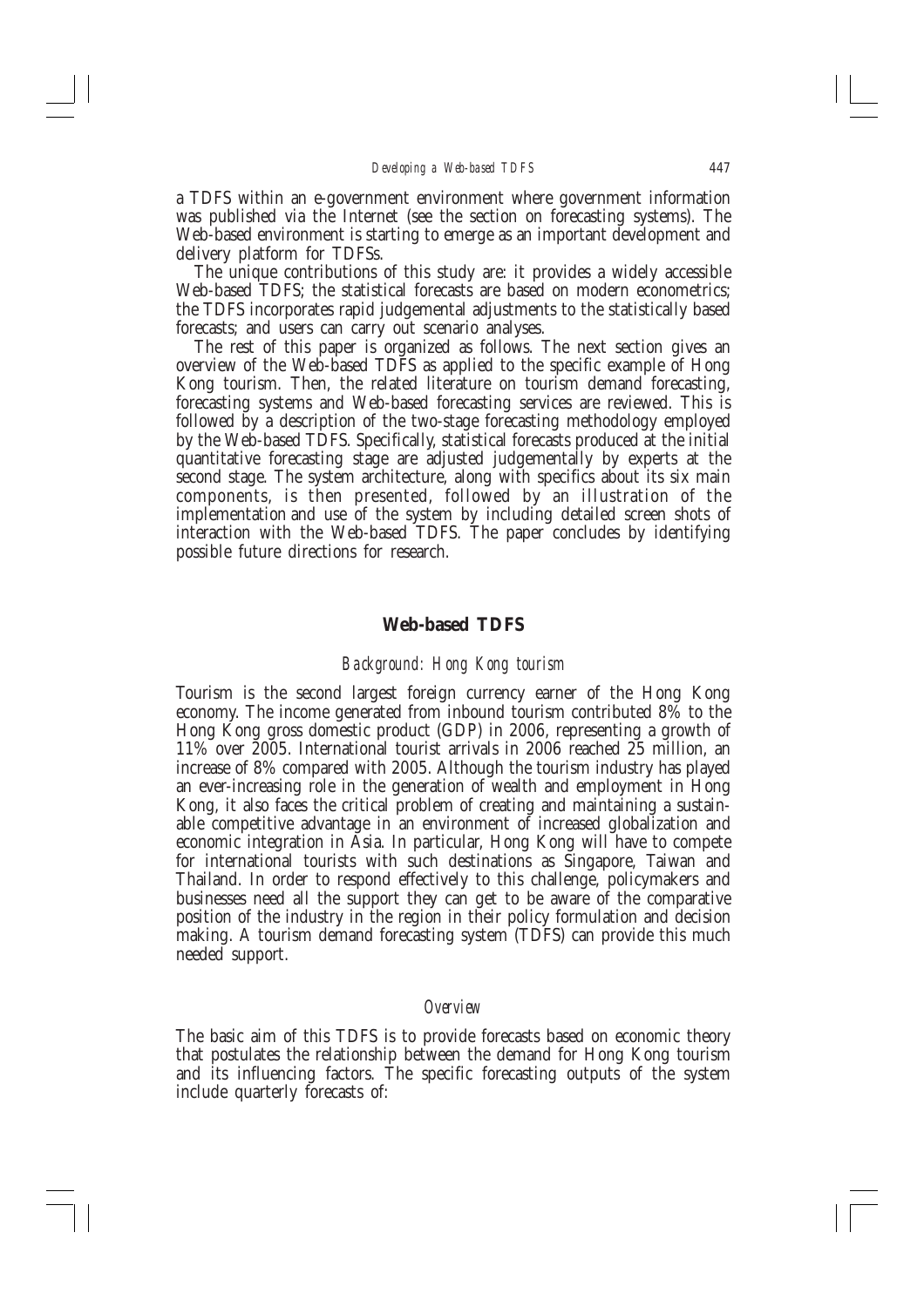a TDFS within an e-government environment where government information was published via the Internet (see the section on forecasting systems). The Web-based environment is starting to emerge as an important development and delivery platform for TDFSs.

The unique contributions of this study are: it provides a widely accessible Web-based TDFS; the statistical forecasts are based on modern econometrics; the TDFS incorporates rapid judgemental adjustments to the statistically based forecasts; and users can carry out scenario analyses.

The rest of this paper is organized as follows. The next section gives an overview of the Web-based TDFS as applied to the specific example of Hong Kong tourism. Then, the related literature on tourism demand forecasting, forecasting systems and Web-based forecasting services are reviewed. This is followed by a description of the two-stage forecasting methodology employed by the Web-based TDFS. Specifically, statistical forecasts produced at the initial quantitative forecasting stage are adjusted judgementally by experts at the second stage. The system architecture, along with specifics about its six main components, is then presented, followed by an illustration of the implementation and use of the system by including detailed screen shots of interaction with the Web-based TDFS. The paper concludes by identifying possible future directions for research.

## Web-based TDFS

### *Background: Hong Kong tourism*

Tourism is the second largest foreign currency earner of the Hong Kong economy. The income generated from inbound tourism contributed 8% to the Hong Kong gross domestic product (GDP) in 2006, representing a growth of 11% over 2005. International tourist arrivals in 2006 reached 25 million, an increase of 8% compared with 2005. Although the tourism industry has played an ever-increasing role in the generation of wealth and employment in Hong Kong, it also faces the critical problem of creating and maintaining a sustainable competitive advantage in an environment of increased globalization and economic integration in Asia. In particular, Hong Kong will have to compete for international tourists with such destinations as Singapore, Taiwan and Thailand. In order to respond effectively to this challenge, policymakers and businesses need all the support they can get to be aware of the comparative position of the industry in the region in their policy formulation and decision making. A tourism demand forecasting system (TDFS) can provide this much needed support.

### *Overview*

The basic aim of this TDFS is to provide forecasts based on economic theory that postulates the relationship between the demand for Hong Kong tourism and its influencing factors. The specific forecasting outputs of the system include quarterly forecasts of: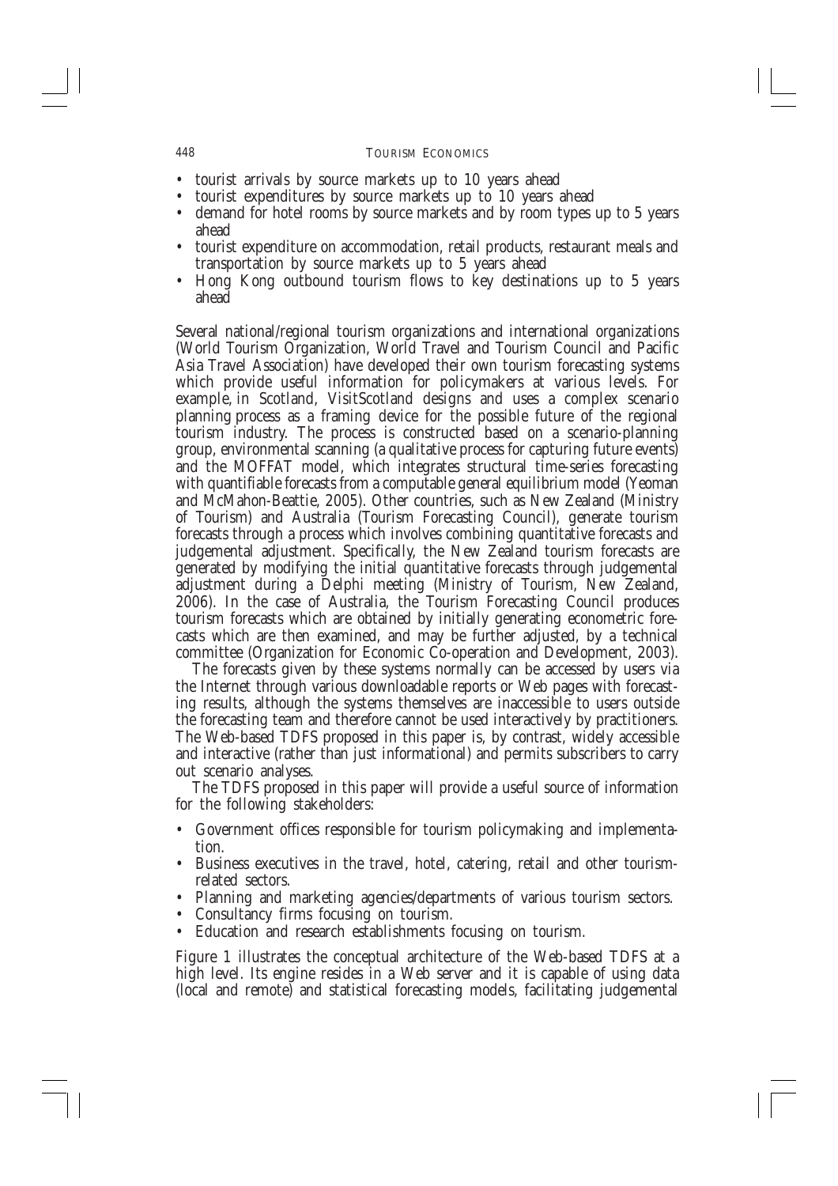- tourist arrivals by source markets up to 10 years ahead
- tourist expenditures by source markets up to 10 years ahead
- demand for hotel rooms by source markets and by room types up to 5 years ahead
- tourist expenditure on accommodation, retail products, restaurant meals and transportation by source markets up to 5 years ahead
- Hong Kong outbound tourism flows to key destinations up to 5 years ahead

Several national/regional tourism organizations and international organizations (World Tourism Organization, World Travel and Tourism Council and Pacific Asia Travel Association) have developed their own tourism forecasting systems which provide useful information for policymakers at various levels. For example, in Scotland, VisitScotland designs and uses a complex scenario planning process as a framing device for the possible future of the regional tourism industry. The process is constructed based on a scenario-planning group, environmental scanning (a qualitative process for capturing future events) and the MOFFAT model, which integrates structural time-series forecasting with quantifiable forecasts from a computable general equilibrium model (Yeoman and McMahon-Beattie, 2005). Other countries, such as New Zealand (Ministry of Tourism) and Australia (Tourism Forecasting Council), generate tourism forecasts through a process which involves combining quantitative forecasts and judgemental adjustment. Specifically, the New Zealand tourism forecasts are generated by modifying the initial quantitative forecasts through judgemental adjustment during a Delphi meeting (Ministry of Tourism, New Zealand, 2006). In the case of Australia, the Tourism Forecasting Council produces tourism forecasts which are obtained by initially generating econometric forecasts which are then examined, and may be further adjusted, by a technical committee (Organization for Economic Co-operation and Development, 2003).

The forecasts given by these systems normally can be accessed by users via the Internet through various downloadable reports or Web pages with forecasting results, although the systems themselves are inaccessible to users outside the forecasting team and therefore cannot be used interactively by practitioners. The Web-based TDFS proposed in this paper is, by contrast, widely accessible and interactive (rather than just informational) and permits subscribers to carry out scenario analyses.

The TDFS proposed in this paper will provide a useful source of information for the following stakeholders:

- Government offices responsible for tourism policymaking and implementation.
- Business executives in the travel, hotel, catering, retail and other tourism-related sectors.
- Planning and marketing agencies/departments of various tourism sectors.
- Consultancy firms focusing on tourism.
- Education and research establishments focusing on tourism.

Figure 1 illustrates the conceptual architecture of the Web-based TDFS at a high level. Its engine resides in a Web server and it is capable of using data (local and remote) and statistical forecasting models, facilitating judgemental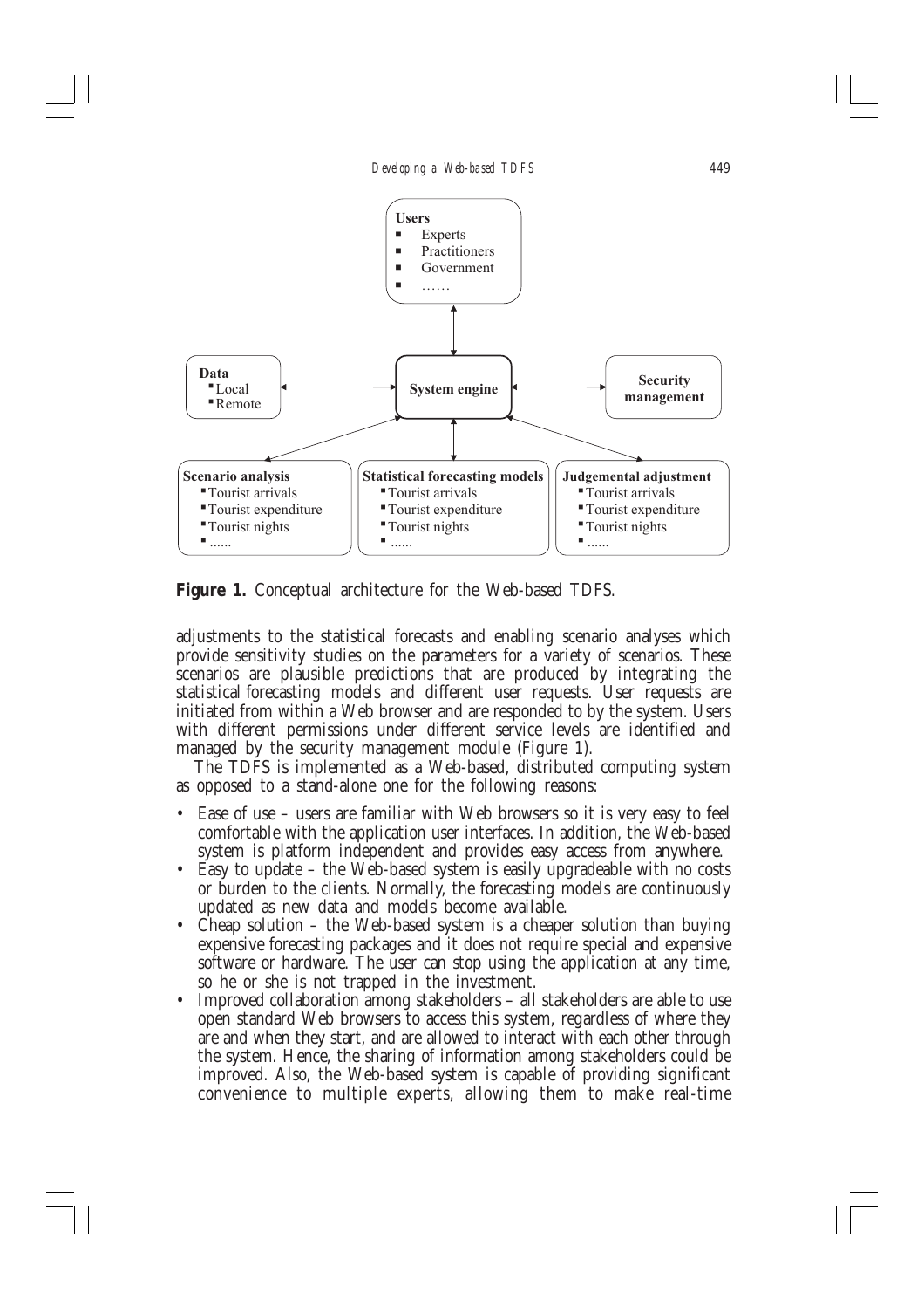**Figure 1.** Conceptual architecture for the Web-based TDFS.

adjustments to the statistical forecasts and enabling scenario analyses which provide sensitivity studies on the parameters for a variety of scenarios. These scenarios are plausible predictions that are produced by integrating the statistical forecasting models and different user requests. User requests are initiated from within a Web browser and are responded to by the system. Users with different permissions under different service levels are identified and managed by the security management module (Figure 1).

The TDFS is implemented as a Web-based, distributed computing system as opposed to a stand-alone one for the following reasons:

- Ease of use – users are familiar with Web browsers so it is very easy to feel comfortable with the application user interfaces. In addition, the Web-based system is platform independent and provides easy access from anywhere.
- Easy to update – the Web-based system is easily upgradeable with no costs or burden to the clients. Normally, the forecasting models are continuously updated as new data and models become available.
- Cheap solution – the Web-based system is a cheaper solution than buying expensive forecasting packages and it does not require special and expensive software or hardware. The user can stop using the application at any time, so he or she is not trapped in the investment.
- Improved collaboration among stakeholders – all stakeholders are able to use open standard Web browsers to access this system, regardless of where they are and when they start, and are allowed to interact with each other through the system. Hence, the sharing of information among stakeholders could be improved. Also, the Web-based system is capable of providing significant convenience to multiple experts, allowing them to make real-time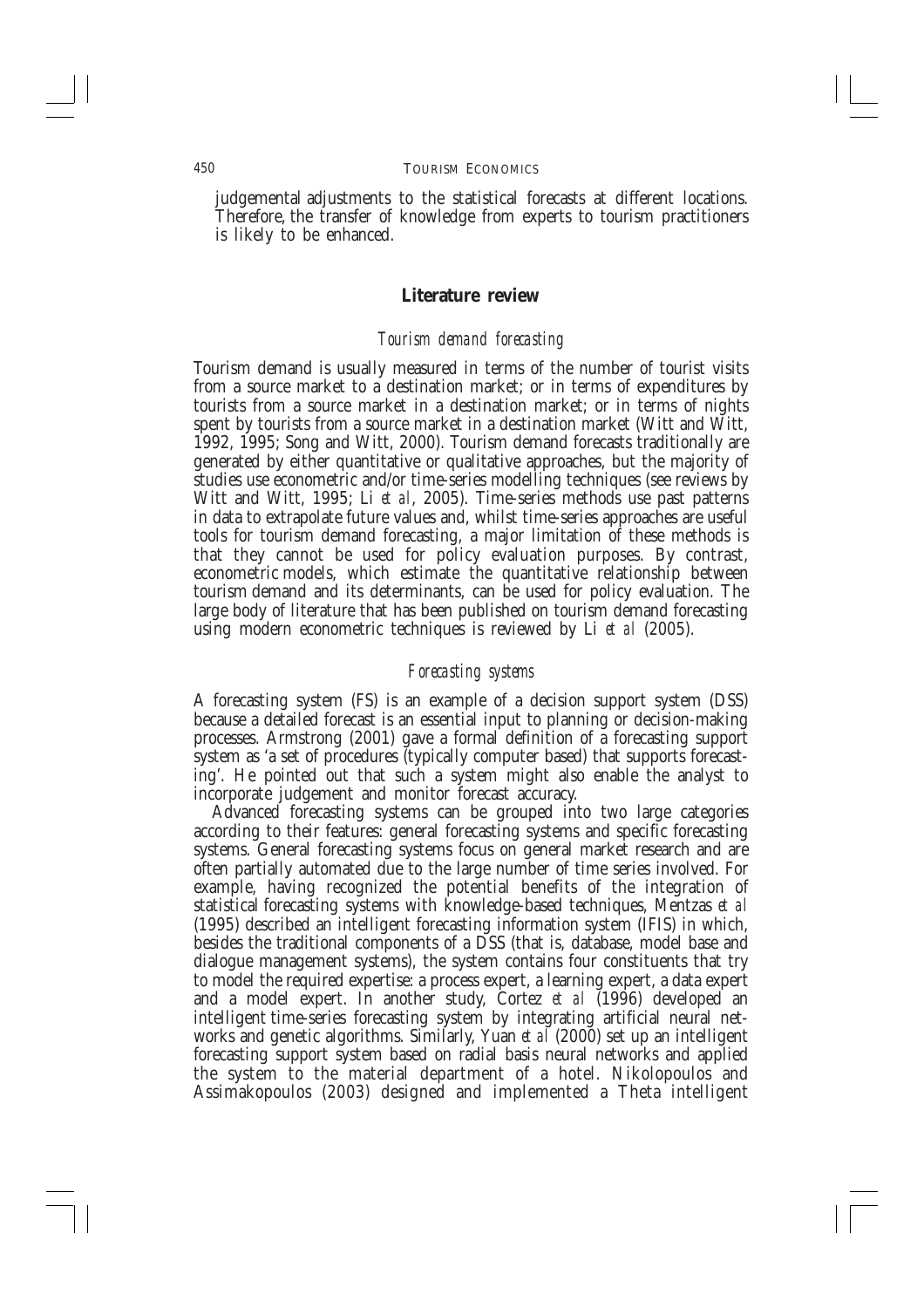judgemental adjustments to the statistical forecasts at different locations. Therefore, the transfer of knowledge from experts to tourism practitioners is likely to be enhanced.

## Literature review

### *Tourism demand forecasting*

Tourism demand is usually measured in terms of the number of tourist visits from a source market to a destination market; or in terms of expenditures by tourists from a source market in a destination market; or in terms of nights spent by tourists from a source market in a destination market (Witt and Witt, 1992, 1995; Song and Witt, 2000). Tourism demand forecasts traditionally are generated by either quantitative or qualitative approaches, but the majority of studies use econometric and/or time-series modelling techniques (see reviews by Witt and Witt, 1995; Li *et al*, 2005). Time-series methods use past patterns in data to extrapolate future values and, whilst time-series approaches are useful tools for tourism demand forecasting, a major limitation of these methods is that they cannot be used for policy evaluation purposes. By contrast, econometric models, which estimate the quantitative relationship between tourism demand and its determinants, can be used for policy evaluation. The large body of literature that has been published on tourism demand forecasting using modern econometric techniques is reviewed by Li *et al* (2005).

### *Forecasting systems*

A forecasting system (FS) is an example of a decision support system (DSS) because a detailed forecast is an essential input to planning or decision-making processes. Armstrong (2001) gave a formal definition of a forecasting support system as 'a set of procedures (typically computer based) that supports forecasting'. He pointed out that such a system might also enable the analyst to incorporate judgement and monitor forecast accuracy.

Advanced forecasting systems can be grouped into two large categories according to their features: general forecasting systems and specific forecasting systems. General forecasting systems focus on general market research and are often partially automated due to the large number of time series involved. For example, having recognized the potential benefits of the integration of statistical forecasting systems with knowledge-based techniques, Mentzas *et al* (1995) described an intelligent forecasting information system (IFIS) in which, besides the traditional components of a DSS (that is, database, model base and dialogue management systems), the system contains four constituents that try to model the required expertise: a process expert, a learning expert, a data expert and a model expert. In another study, Cortez *et al* (1996) developed an intelligent time-series forecasting system by integrating artificial neural networks and genetic algorithms. Similarly, Yuan *et al* (2000) set up an intelligent forecasting support system based on radial basis neural networks and applied the system to the material department of a hotel. Nikolopoulos and Assimakopoulos (2003) designed and implemented a Theta intelligent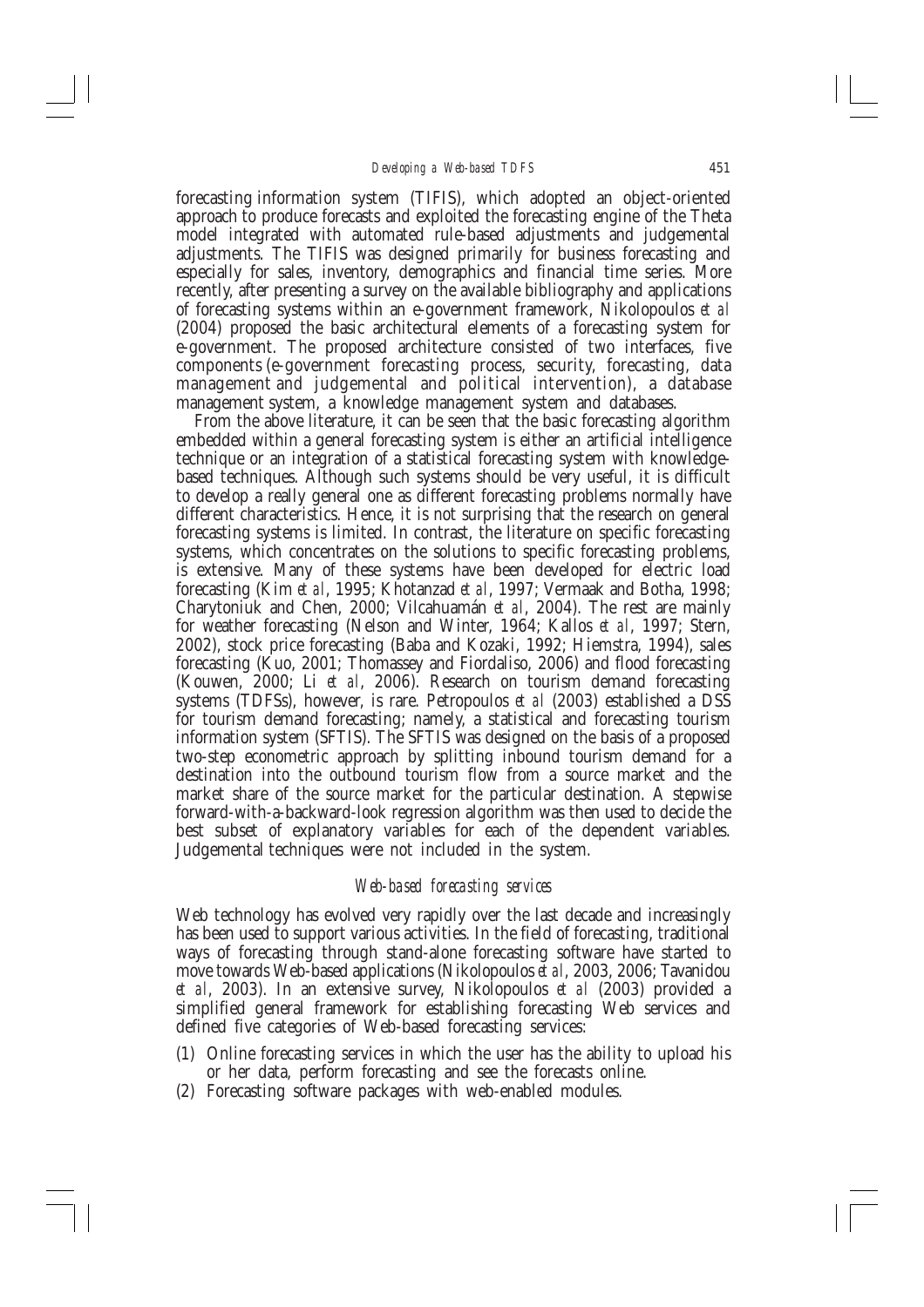forecasting information system (TIFIS), which adopted an object-oriented approach to produce forecasts and exploited the forecasting engine of the Theta model integrated with automated rule-based adjustments and judgemental adjustments. The TIFIS was designed primarily for business forecasting and especially for sales, inventory, demographics and financial time series. More recently, after presenting a survey on the available bibliography and applications of forecasting systems within an e-government framework, Nikolopoulos *et al* (2004) proposed the basic architectural elements of a forecasting system for e-government. The proposed architecture consisted of two interfaces, five components (e-government forecasting process, security, forecasting, data management and judgemental and political intervention), a database management system, a knowledge management system and databases.

From the above literature, it can be seen that the basic forecasting algorithm embedded within a general forecasting system is either an artificial intelligence technique or an integration of a statistical forecasting system with knowledge-based techniques. Although such systems should be very useful, it is difficult to develop a really general one as different forecasting problems normally have different characteristics. Hence, it is not surprising that the research on general forecasting systems is limited. In contrast, the literature on specific forecasting systems, which concentrates on the solutions to specific forecasting problems, is extensive. Many of these systems have been developed for electric load forecasting (Kim *et al*, 1995; Khotanzad *et al*, 1997; Vermaak and Botha, 1998; Charytoniuk and Chen, 2000; Vilcahuamán *et al*, 2004). The rest are mainly for weather forecasting (Nelson and Winter, 1964; Kallos *et al*, 1997; Stern, 2002), stock price forecasting (Baba and Kozaki, 1992; Hiemstra, 1994), sales forecasting (Kuo, 2001; Thomassey and Fiordaliso, 2006) and flood forecasting (Kouwen, 2000; Li *et al*, 2006). Research on tourism demand forecasting systems (TDFSs), however, is rare. Petropoulos *et al* (2003) established a DSS for tourism demand forecasting; namely, a statistical and forecasting tourism information system (SFTIS). The SFTIS was designed on the basis of a proposed two-step econometric approach by splitting inbound tourism demand for a destination into the outbound tourism flow from a source market and the market share of the source market for the particular destination. A stepwise forward-with-a-backward-look regression algorithm was then used to decide the best subset of explanatory variables for each of the dependent variables. Judgemental techniques were not included in the system.

### *Web-based forecasting services*

Web technology has evolved very rapidly over the last decade and increasingly has been used to support various activities. In the field of forecasting, traditional ways of forecasting through stand-alone forecasting software have started to move towards Web-based applications (Nikolopoulos *et al*, 2003, 2006; Tavanidou *et al*, 2003). In an extensive survey, Nikolopoulos *et al* (2003) provided a simplified general framework for establishing forecasting Web services and defined five categories of Web-based forecasting services:

(1) Online forecasting services in which the user has the ability to upload his or her data, perform forecasting and see the forecasts online.
(2) Forecasting software packages with web-enabled modules.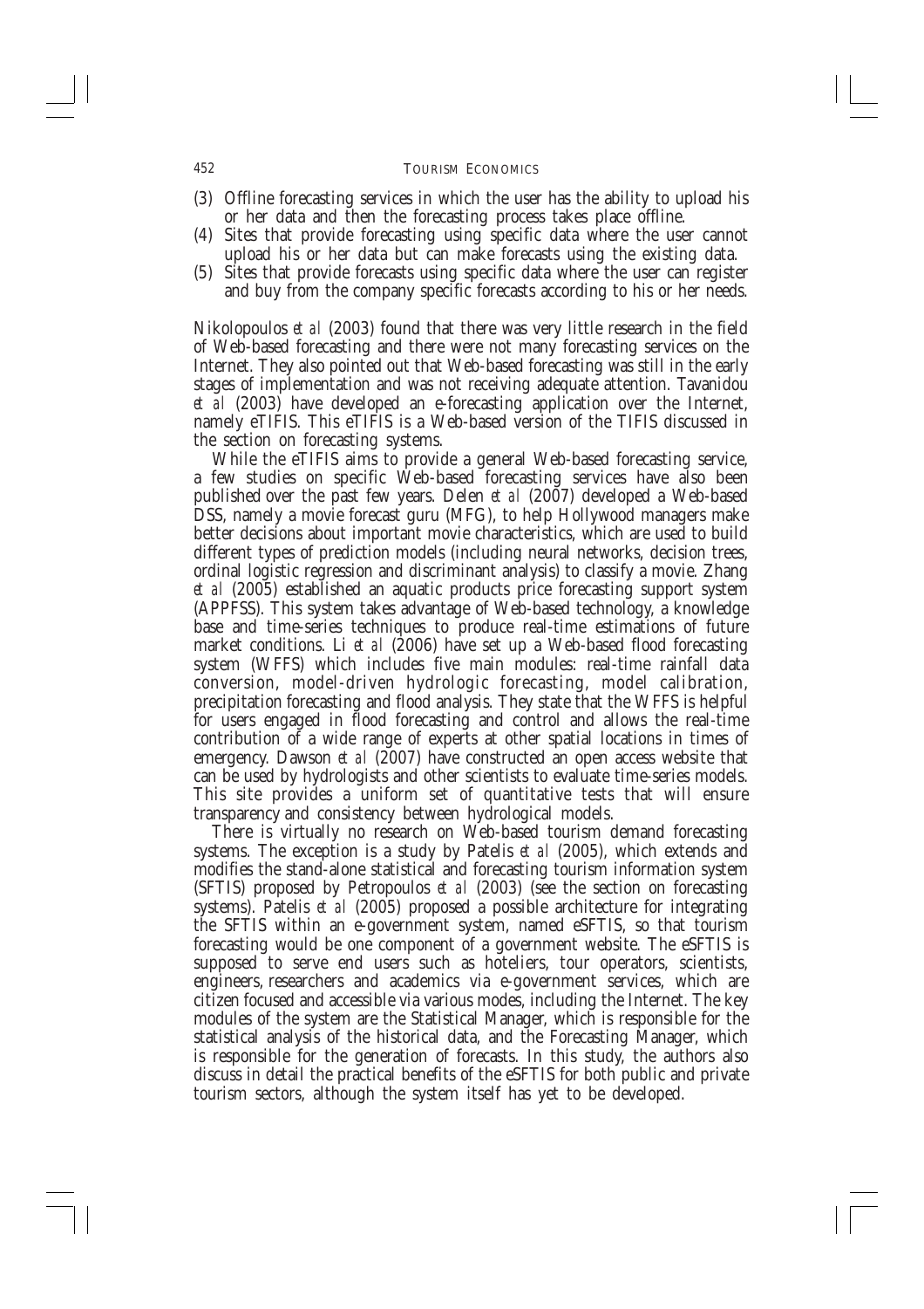(3) Offline forecasting services in which the user has the ability to upload his or her data and then the forecasting process takes place offline.
(4) Sites that provide forecasting using specific data where the user cannot upload his or her data but can make forecasts using the existing data.
(5) Sites that provide forecasts using specific data where the user can register and buy from the company specific forecasts according to his or her needs.

Nikolopoulos *et al* (2003) found that there was very little research in the field of Web-based forecasting and there were not many forecasting services on the Internet. They also pointed out that Web-based forecasting was still in the early stages of implementation and was not receiving adequate attention. Tavanidou *et al* (2003) have developed an e-forecasting application over the Internet, namely eTIFIS. This eTIFIS is a Web-based version of the TIFIS discussed in the section on forecasting systems.

While the eTIFIS aims to provide a general Web-based forecasting service, a few studies on specific Web-based forecasting services have also been published over the past few years. Delen *et al* (2007) developed a Web-based DSS, namely a movie forecast guru (MFG), to help Hollywood managers make better decisions about important movie characteristics, which are used to build different types of prediction models (including neural networks, decision trees, ordinal logistic regression and discriminant analysis) to classify a movie. Zhang *et al* (2005) established an aquatic products price forecasting support system (APPFSS). This system takes advantage of Web-based technology, a knowledge base and time-series techniques to produce real-time estimations of future market conditions. Li *et al* (2006) have set up a Web-based flood forecasting system (WFFS) which includes five main modules: real-time rainfall data conversion, model-driven hydrologic forecasting, model calibration, precipitation forecasting and flood analysis. They state that the WFFS is helpful for users engaged in flood forecasting and control and allows the real-time contribution of a wide range of experts at other spatial locations in times of emergency. Dawson *et al* (2007) have constructed an open access website that can be used by hydrologists and other scientists to evaluate time-series models. This site provides a uniform set of quantitative tests that will ensure transparency and consistency between hydrological models.

There is virtually no research on Web-based tourism demand forecasting systems. The exception is a study by Patelis *et al* (2005), which extends and modifies the stand-alone statistical and forecasting tourism information system (SFTIS) proposed by Petropoulos *et al* (2003) (see the section on forecasting systems). Patelis *et al* (2005) proposed a possible architecture for integrating the SFTIS within an e-government system, named eSFTIS, so that tourism forecasting would be one component of a government website. The eSFTIS is supposed to serve end users such as hoteliers, tour operators, scientists, engineers, researchers and academics via e-government services, which are citizen focused and accessible via various modes, including the Internet. The key modules of the system are the Statistical Manager, which is responsible for the statistical analysis of the historical data, and the Forecasting Manager, which is responsible for the generation of forecasts. In this study, the authors also discuss in detail the practical benefits of the eSFTIS for both public and private tourism sectors, although the system itself has yet to be developed.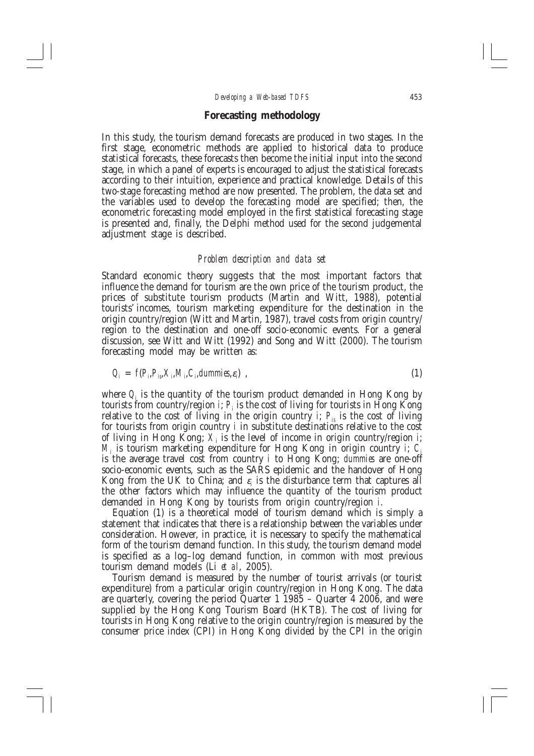## Forecasting methodology

In this study, the tourism demand forecasts are produced in two stages. In the first stage, econometric methods are applied to historical data to produce statistical forecasts, these forecasts then become the initial input into the second stage, in which a panel of experts is encouraged to adjust the statistical forecasts according to their intuition, experience and practical knowledge. Details of this two-stage forecasting method are now presented. The problem, the data set and the variables used to develop the forecasting model are specified; then, the econometric forecasting model employed in the first statistical forecasting stage is presented and, finally, the Delphi method used for the second judgemental adjustment stage is described.

### *Problem description and data set*

Standard economic theory suggests that the most important factors that influence the demand for tourism are the own price of the tourism product, the prices of substitute tourism products (Martin and Witt, 1988), potential tourists' incomes, tourism marketing expenditure for the destination in the origin country/region (Witt and Martin, 1987), travel costs from origin country/region to the destination and one-off socio-economic events. For a general discussion, see Witt and Witt (1992) and Song and Witt (2000). The tourism forecasting model may be written as:

$$Q_i = f(P_i, P_{is}, X_i, M_i, C_i, dummies, \varepsilon_i) \ , \tag{1}$$

where $Q_i$ is the quantity of the tourism product demanded in Hong Kong by tourists from country/region $i$; $P_i$ is the cost of living for tourists in Hong Kong relative to the cost of living in the origin country $i$; $P_{is}$ is the cost of living for tourists from origin country $i$ in substitute destinations relative to the cost of living in Hong Kong; $X_i$ is the level of income in origin country/region $i$; $M_i$ is tourism marketing expenditure for Hong Kong in origin country $i$; $C_i$ is the average travel cost from country $i$ to Hong Kong; *dummies* are one-off socio-economic events, such as the SARS epidemic and the handover of Hong Kong from the UK to China; and $\varepsilon_i$ is the disturbance term that captures all the other factors which may influence the quantity of the tourism product demanded in Hong Kong by tourists from origin country/region $i$.

Equation (1) is a theoretical model of tourism demand which is simply a statement that indicates that there is a relationship between the variables under consideration. However, in practice, it is necessary to specify the mathematical form of the tourism demand function. In this study, the tourism demand model is specified as a log–log demand function, in common with most previous tourism demand models (Li *et al*, 2005).

Tourism demand is measured by the number of tourist arrivals (or tourist expenditure) from a particular origin country/region in Hong Kong. The data are quarterly, covering the period Quarter 1 1985 – Quarter 4 2006, and were supplied by the Hong Kong Tourism Board (HKTB). The cost of living for tourists in Hong Kong relative to the origin country/region is measured by the consumer price index (CPI) in Hong Kong divided by the CPI in the origin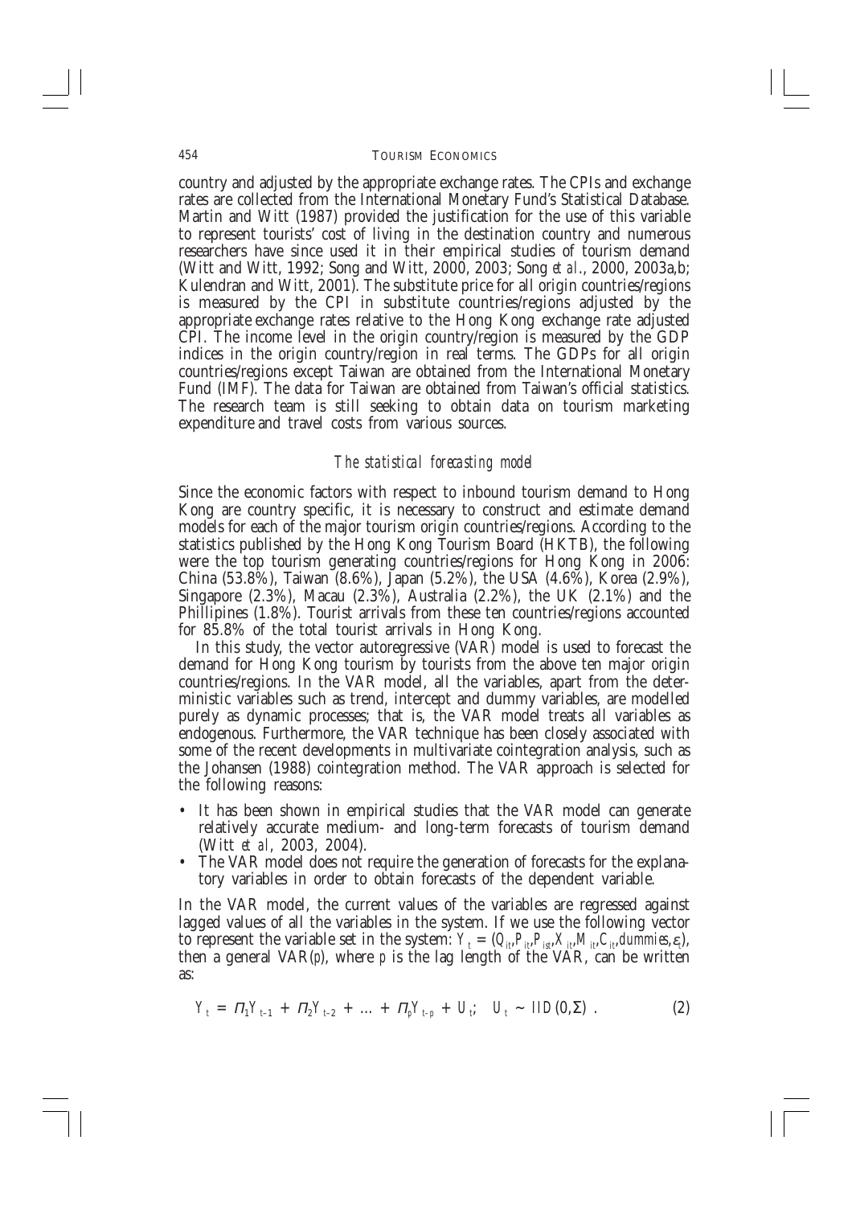country and adjusted by the appropriate exchange rates. The CPIs and exchange rates are collected from the International Monetary Fund's Statistical Database. Martin and Witt (1987) provided the justification for the use of this variable to represent tourists' cost of living in the destination country and numerous researchers have since used it in their empirical studies of tourism demand (Witt and Witt, 1992; Song and Witt, 2000, 2003; Song *et al.*, 2000, 2003a,b; Kulendran and Witt, 2001). The substitute price for all origin countries/regions is measured by the CPI in substitute countries/regions adjusted by the appropriate exchange rates relative to the Hong Kong exchange rate adjusted CPI. The income level in the origin country/region is measured by the GDP indices in the origin country/region in real terms. The GDPs for all origin countries/regions except Taiwan are obtained from the International Monetary Fund (IMF). The data for Taiwan are obtained from Taiwan's official statistics. The research team is still seeking to obtain data on tourism marketing expenditure and travel costs from various sources.

### *The statistical forecasting model*

Since the economic factors with respect to inbound tourism demand to Hong Kong are country specific, it is necessary to construct and estimate demand models for each of the major tourism origin countries/regions. According to the statistics published by the Hong Kong Tourism Board (HKTB), the following were the top tourism generating countries/regions for Hong Kong in 2006: China (53.8%), Taiwan (8.6%), Japan (5.2%), the USA (4.6%), Korea (2.9%), Singapore (2.3%), Macau (2.3%), Australia (2.2%), the UK (2.1%) and the Phillipines (1.8%). Tourist arrivals from these ten countries/regions accounted for 85.8% of the total tourist arrivals in Hong Kong.

In this study, the vector autoregressive (VAR) model is used to forecast the demand for Hong Kong tourism by tourists from the above ten major origin countries/regions. In the VAR model, all the variables, apart from the deterministic variables such as trend, intercept and dummy variables, are modelled purely as dynamic processes; that is, the VAR model treats all variables as endogenous. Furthermore, the VAR technique has been closely associated with some of the recent developments in multivariate cointegration analysis, such as the Johansen (1988) cointegration method. The VAR approach is selected for the following reasons:

- It has been shown in empirical studies that the VAR model can generate relatively accurate medium- and long-term forecasts of tourism demand (Witt *et al*, 2003, 2004).
- The VAR model does not require the generation of forecasts for the explanatory variables in order to obtain forecasts of the dependent variable.

In the VAR model, the current values of the variables are regressed against lagged values of all the variables in the system. If we use the following vector to represent the variable set in the system: $Y_t = (Q_{it}, P_{it}, P_{ist}, X_{it}, M_{it}, C_{it}, dummies, \varepsilon_t)$, then a general VAR($p$), where $p$ is the lag length of the VAR, can be written as:

$$Y_t = \Pi_1 Y_{t-1} + \Pi_2 Y_{t-2} + \ldots + \Pi_p Y_{t-p} + U_t; \quad U_t \sim IID(0, \Sigma) \ . \tag{2}$$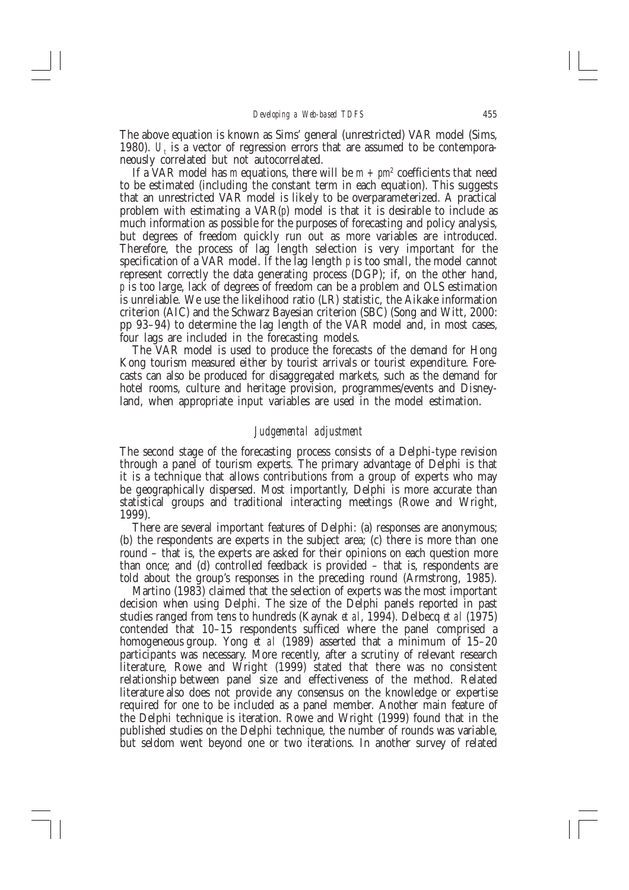The above equation is known as Sims' general (unrestricted) VAR model (Sims, 1980). $U_t$ is a vector of regression errors that are assumed to be contemporaneously correlated but not autocorrelated.

If a VAR model has $m$ equations, there will be $m + pm^2$ coefficients that need to be estimated (including the constant term in each equation). This suggests that an unrestricted VAR model is likely to be overparameterized. A practical problem with estimating a VAR($p$) model is that it is desirable to include as much information as possible for the purposes of forecasting and policy analysis, but degrees of freedom quickly run out as more variables are introduced. Therefore, the process of lag length selection is very important for the specification of a VAR model. If the lag length $p$ is too small, the model cannot represent correctly the data generating process (DGP); if, on the other hand, $p$ is too large, lack of degrees of freedom can be a problem and OLS estimation is unreliable. We use the likelihood ratio (LR) statistic, the Aikake information criterion (AIC) and the Schwarz Bayesian criterion (SBC) (Song and Witt, 2000: pp 93–94) to determine the lag length of the VAR model and, in most cases, four lags are included in the forecasting models.

The VAR model is used to produce the forecasts of the demand for Hong Kong tourism measured either by tourist arrivals or tourist expenditure. Forecasts can also be produced for disaggregated markets, such as the demand for hotel rooms, culture and heritage provision, programmes/events and Disneyland, when appropriate input variables are used in the model estimation.

### *Judgemental adjustment*

The second stage of the forecasting process consists of a Delphi-type revision through a panel of tourism experts. The primary advantage of Delphi is that it is a technique that allows contributions from a group of experts who may be geographically dispersed. Most importantly, Delphi is more accurate than statistical groups and traditional interacting meetings (Rowe and Wright, 1999).

There are several important features of Delphi: (a) responses are anonymous; (b) the respondents are experts in the subject area; (c) there is more than one round – that is, the experts are asked for their opinions on each question more than once; and (d) controlled feedback is provided – that is, respondents are told about the group's responses in the preceding round (Armstrong, 1985).

Martino (1983) claimed that the selection of experts was the most important decision when using Delphi. The size of the Delphi panels reported in past studies ranged from tens to hundreds (Kaynak *et al*, 1994). Delbecq *et al* (1975) contended that 10–15 respondents sufficed where the panel comprised a homogeneous group. Yong *et al* (1989) asserted that a minimum of 15–20 participants was necessary. More recently, after a scrutiny of relevant research literature, Rowe and Wright (1999) stated that there was no consistent relationship between panel size and effectiveness of the method. Related literature also does not provide any consensus on the knowledge or expertise required for one to be included as a panel member. Another main feature of the Delphi technique is iteration. Rowe and Wright (1999) found that in the published studies on the Delphi technique, the number of rounds was variable, but seldom went beyond one or two iterations. In another survey of related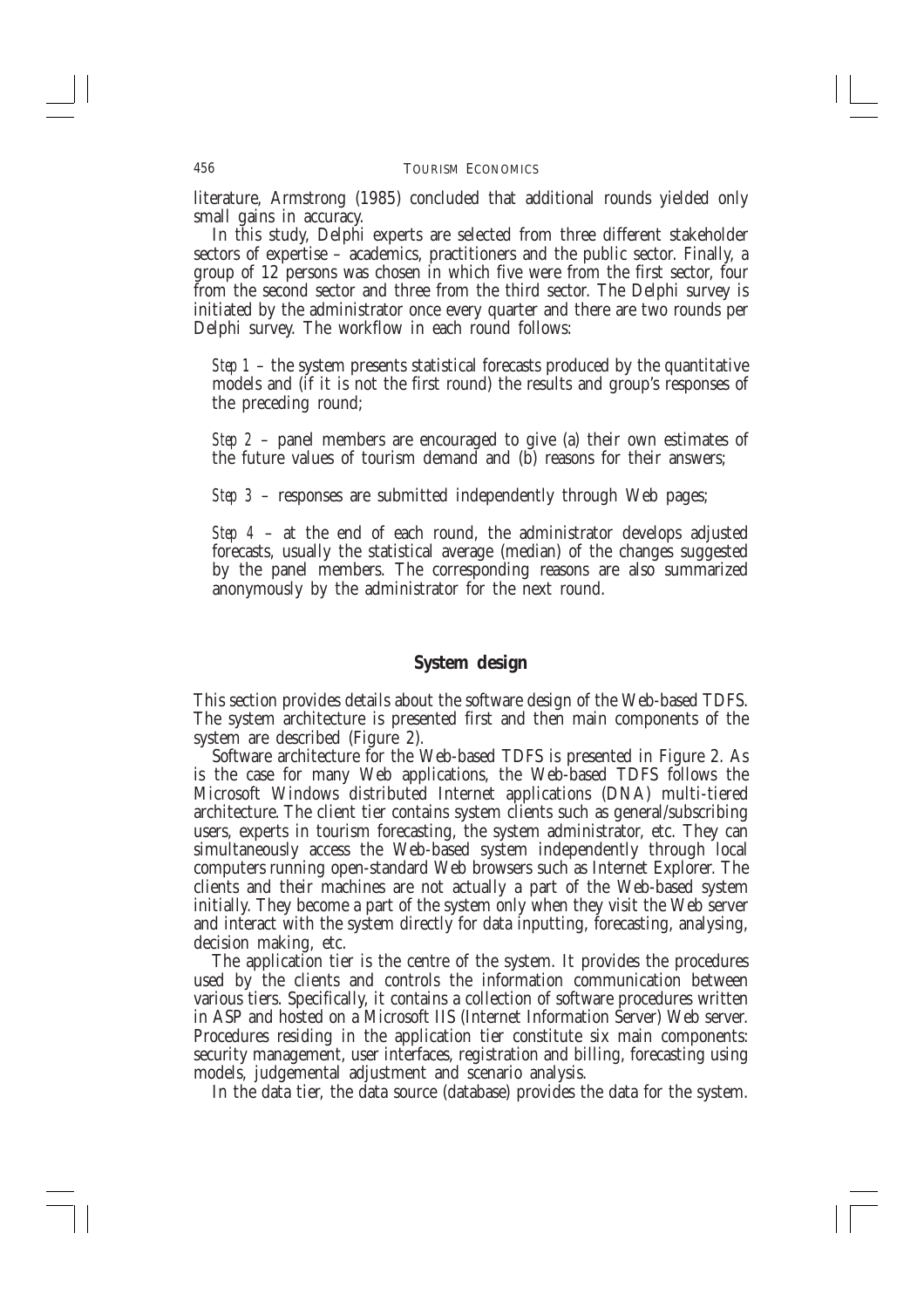literature, Armstrong (1985) concluded that additional rounds yielded only small gains in accuracy.

In this study, Delphi experts are selected from three different stakeholder sectors of expertise – academics, practitioners and the public sector. Finally, a group of 12 persons was chosen in which five were from the first sector, four from the second sector and three from the third sector. The Delphi survey is initiated by the administrator once every quarter and there are two rounds per Delphi survey. The workflow in each round follows:

*Step 1* – the system presents statistical forecasts produced by the quantitative models and (if it is not the first round) the results and group's responses of the preceding round;

*Step 2* – panel members are encouraged to give (a) their own estimates of the future values of tourism demand and (b) reasons for their answers;

*Step 3* – responses are submitted independently through Web pages;

*Step 4* – at the end of each round, the administrator develops adjusted forecasts, usually the statistical average (median) of the changes suggested by the panel members. The corresponding reasons are also summarized anonymously by the administrator for the next round.

## System design

This section provides details about the software design of the Web-based TDFS. The system architecture is presented first and then main components of the system are described (Figure 2).

Software architecture for the Web-based TDFS is presented in Figure 2. As is the case for many Web applications, the Web-based TDFS follows the Microsoft Windows distributed Internet applications (DNA) multi-tiered architecture. The client tier contains system clients such as general/subscribing users, experts in tourism forecasting, the system administrator, etc. They can simultaneously access the Web-based system independently through local computers running open-standard Web browsers such as Internet Explorer. The clients and their machines are not actually a part of the Web-based system initially. They become a part of the system only when they visit the Web server and interact with the system directly for data inputting, forecasting, analysing, decision making, etc.

The application tier is the centre of the system. It provides the procedures used by the clients and controls the information communication between various tiers. Specifically, it contains a collection of software procedures written in ASP and hosted on a Microsoft IIS (Internet Information Server) Web server. Procedures residing in the application tier constitute six main components: security management, user interfaces, registration and billing, forecasting using models, judgemental adjustment and scenario analysis.

In the data tier, the data source (database) provides the data for the system.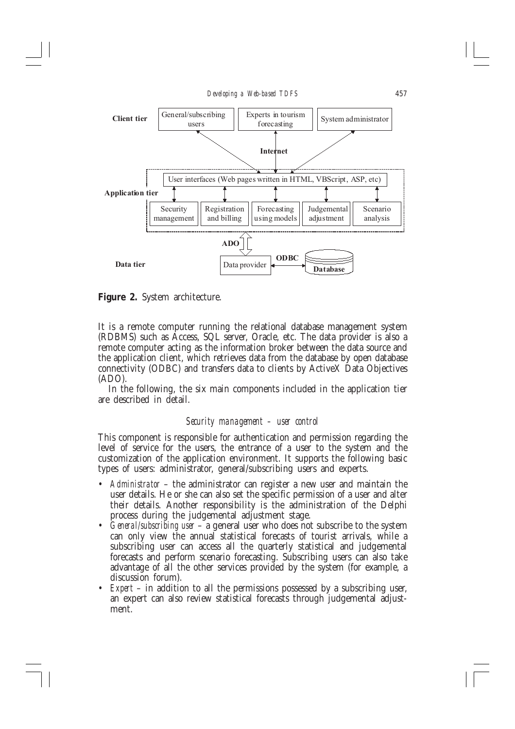Figure 2. System architecture.

It is a remote computer running the relational database management system (RDBMS) such as Access, SQL server, Oracle, etc. The data provider is also a remote computer acting as the information broker between the data source and the application client, which retrieves data from the database by open database connectivity (ODBC) and transfers data to clients by ActiveX Data Objectives (ADO).

In the following, the six main components included in the application tier are described in detail.

### *Security management – user control*

This component is responsible for authentication and permission regarding the level of service for the users, the entrance of a user to the system and the customization of the application environment. It supports the following basic types of users: administrator, general/subscribing users and experts.

- *Administrator* – the administrator can register a new user and maintain the user details. He or she can also set the specific permission of a user and alter their details. Another responsibility is the administration of the Delphi process during the judgemental adjustment stage.
- *General/subscribing user* – a general user who does not subscribe to the system can only view the annual statistical forecasts of tourist arrivals, while a subscribing user can access all the quarterly statistical and judgemental forecasts and perform scenario forecasting. Subscribing users can also take advantage of all the other services provided by the system (for example, a discussion forum).
- *Expert* – in addition to all the permissions possessed by a subscribing user, an expert can also review statistical forecasts through judgemental adjustment.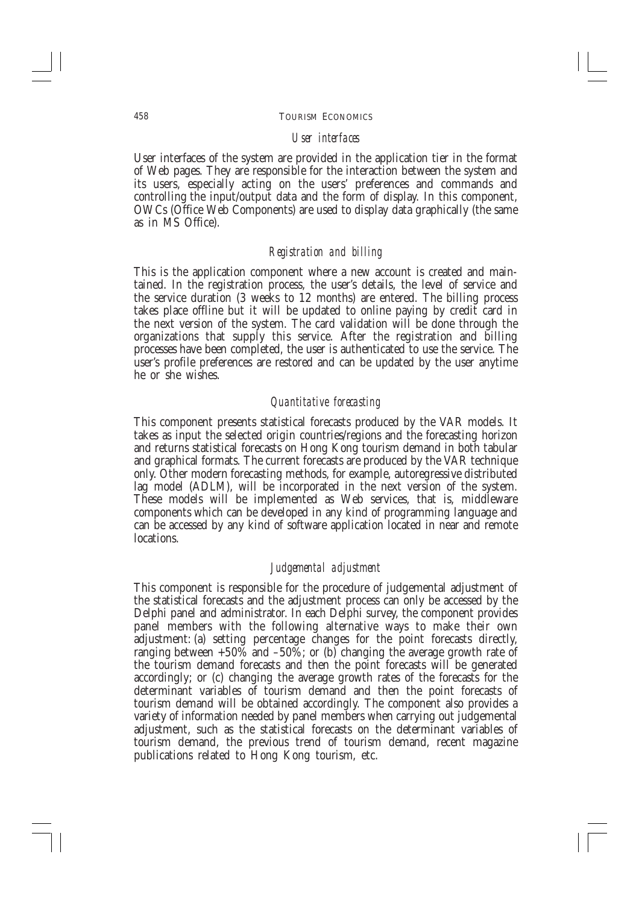### *User interfaces*

User interfaces of the system are provided in the application tier in the format of Web pages. They are responsible for the interaction between the system and its users, especially acting on the users' preferences and commands and controlling the input/output data and the form of display. In this component, OWCs (Office Web Components) are used to display data graphically (the same as in MS Office).

### *Registration and billing*

This is the application component where a new account is created and maintained. In the registration process, the user's details, the level of service and the service duration (3 weeks to 12 months) are entered. The billing process takes place offline but it will be updated to online paying by credit card in the next version of the system. The card validation will be done through the organizations that supply this service. After the registration and billing processes have been completed, the user is authenticated to use the service. The user's profile preferences are restored and can be updated by the user anytime he or she wishes.

### *Quantitative forecasting*

This component presents statistical forecasts produced by the VAR models. It takes as input the selected origin countries/regions and the forecasting horizon and returns statistical forecasts on Hong Kong tourism demand in both tabular and graphical formats. The current forecasts are produced by the VAR technique only. Other modern forecasting methods, for example, autoregressive distributed lag model (ADLM), will be incorporated in the next version of the system. These models will be implemented as Web services, that is, middleware components which can be developed in any kind of programming language and can be accessed by any kind of software application located in near and remote locations.

### *Judgemental adjustment*

This component is responsible for the procedure of judgemental adjustment of the statistical forecasts and the adjustment process can only be accessed by the Delphi panel and administrator. In each Delphi survey, the component provides panel members with the following alternative ways to make their own adjustment: (a) setting percentage changes for the point forecasts directly, ranging between +50% and –50%; or (b) changing the average growth rate of the tourism demand forecasts and then the point forecasts will be generated accordingly; or (c) changing the average growth rates of the forecasts for the determinant variables of tourism demand and then the point forecasts of tourism demand will be obtained accordingly. The component also provides a variety of information needed by panel members when carrying out judgemental adjustment, such as the statistical forecasts on the determinant variables of tourism demand, the previous trend of tourism demand, recent magazine publications related to Hong Kong tourism, etc.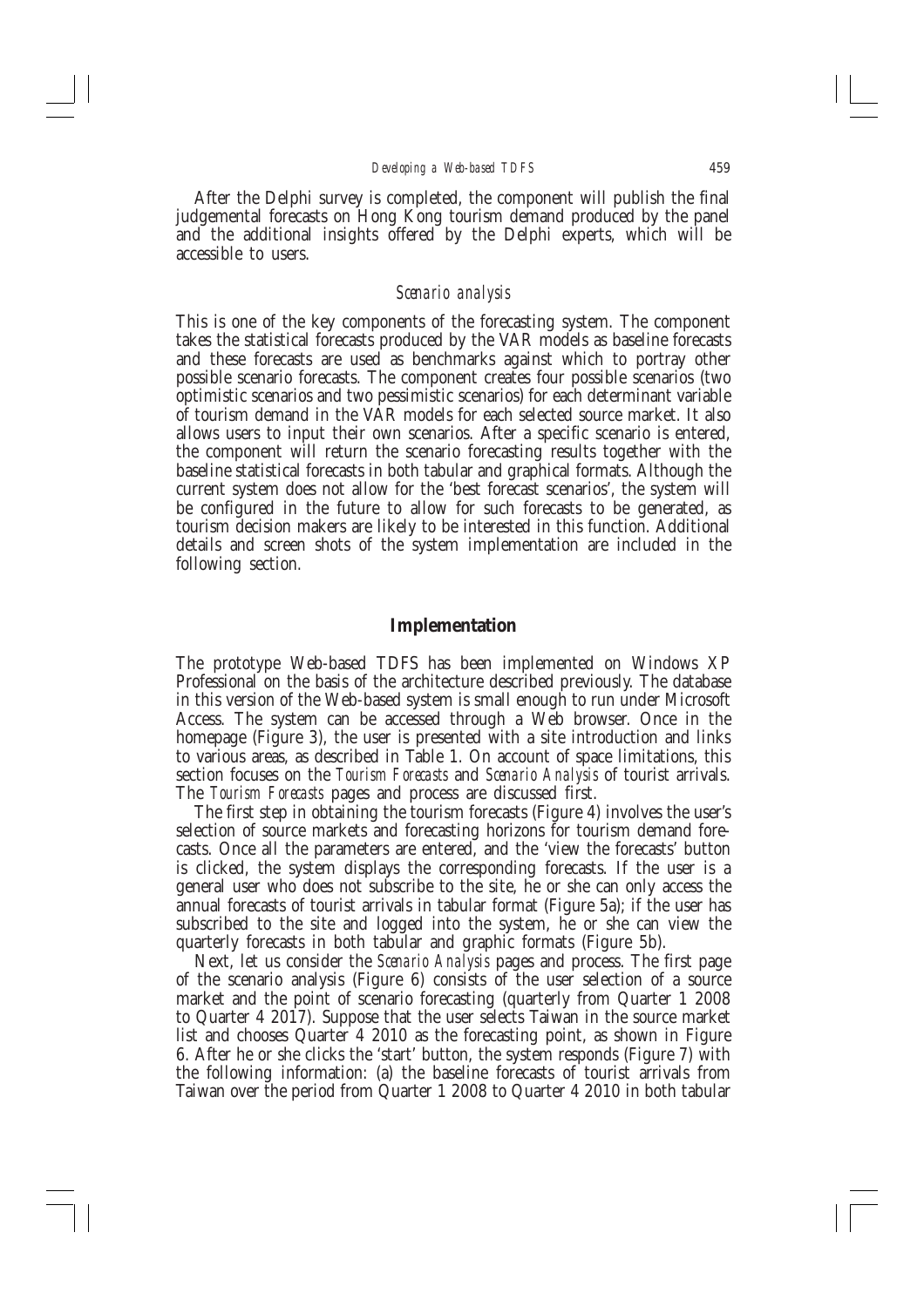After the Delphi survey is completed, the component will publish the final judgemental forecasts on Hong Kong tourism demand produced by the panel and the additional insights offered by the Delphi experts, which will be accessible to users.

### *Scenario analysis*

This is one of the key components of the forecasting system. The component takes the statistical forecasts produced by the VAR models as baseline forecasts and these forecasts are used as benchmarks against which to portray other possible scenario forecasts. The component creates four possible scenarios (two optimistic scenarios and two pessimistic scenarios) for each determinant variable of tourism demand in the VAR models for each selected source market. It also allows users to input their own scenarios. After a specific scenario is entered, the component will return the scenario forecasting results together with the baseline statistical forecasts in both tabular and graphical formats. Although the current system does not allow for the 'best forecast scenarios', the system will be configured in the future to allow for such forecasts to be generated, as tourism decision makers are likely to be interested in this function. Additional details and screen shots of the system implementation are included in the following section.

## Implementation

The prototype Web-based TDFS has been implemented on Windows XP Professional on the basis of the architecture described previously. The database in this version of the Web-based system is small enough to run under Microsoft Access. The system can be accessed through a Web browser. Once in the homepage (Figure 3), the user is presented with a site introduction and links to various areas, as described in Table 1. On account of space limitations, this section focuses on the *Tourism Forecasts* and *Scenario Analysis* of tourist arrivals. The *Tourism Forecasts* pages and process are discussed first.

The first step in obtaining the tourism forecasts (Figure 4) involves the user's selection of source markets and forecasting horizons for tourism demand forecasts. Once all the parameters are entered, and the 'view the forecasts' button is clicked, the system displays the corresponding forecasts. If the user is a general user who does not subscribe to the site, he or she can only access the annual forecasts of tourist arrivals in tabular format (Figure 5a); if the user has subscribed to the site and logged into the system, he or she can view the quarterly forecasts in both tabular and graphic formats (Figure 5b).

Next, let us consider the *Scenario Analysis* pages and process. The first page of the scenario analysis (Figure 6) consists of the user selection of a source market and the point of scenario forecasting (quarterly from Quarter 1 2008 to Quarter 4 2017). Suppose that the user selects Taiwan in the source market list and chooses Quarter 4 2010 as the forecasting point, as shown in Figure 6. After he or she clicks the 'start' button, the system responds (Figure 7) with the following information: (a) the baseline forecasts of tourist arrivals from Taiwan over the period from Quarter 1 2008 to Quarter 4 2010 in both tabular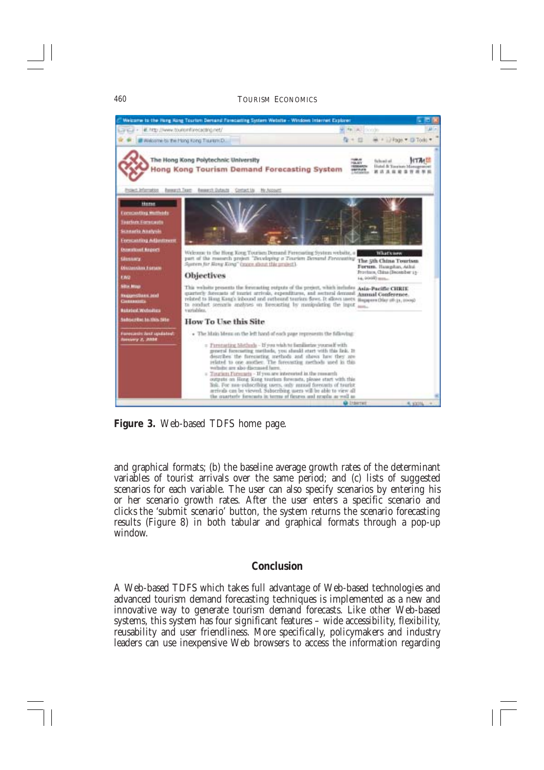**Figure 3.** Web-based TDFS home page.

and graphical formats; (b) the baseline average growth rates of the determinant variables of tourist arrivals over the same period; and (c) lists of suggested scenarios for each variable. The user can also specify scenarios by entering his or her scenario growth rates. After the user enters a specific scenario and clicks the 'submit scenario' button, the system returns the scenario forecasting results (Figure 8) in both tabular and graphical formats through a pop-up window.

## Conclusion

A Web-based TDFS which takes full advantage of Web-based technologies and advanced tourism demand forecasting techniques is implemented as a new and innovative way to generate tourism demand forecasts. Like other Web-based systems, this system has four significant features – wide accessibility, flexibility, reusability and user friendliness. More specifically, policymakers and industry leaders can use inexpensive Web browsers to access the information regarding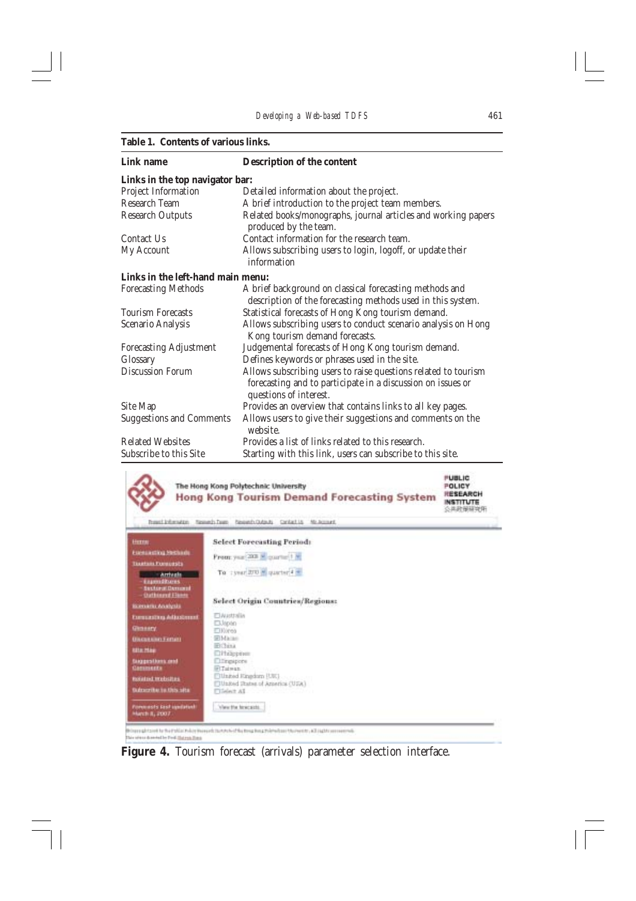**Table 1. Contents of various links.**

| Link name | Description of the content |
| --- | --- |
| **Links in the top navigator bar:** | |
| Project Information | Detailed information about the project. |
| Research Team | A brief introduction to the project team members. |
| Research Outputs | Related books/monographs, journal articles and working papers produced by the team. |
| Contact Us | Contact information for the research team. |
| My Account | Allows subscribing users to login, logoff, or update their information |
| **Links in the left-hand main menu:** | |
| Forecasting Methods | A brief background on classical forecasting methods and description of the forecasting methods used in this system. |
| Tourism Forecasts | Statistical forecasts of Hong Kong tourism demand. |
| Scenario Analysis | Allows subscribing users to conduct scenario analysis on Hong Kong tourism demand forecasts. |
| Forecasting Adjustment | Judgemental forecasts of Hong Kong tourism demand. |
| Glossary | Defines keywords or phrases used in the site. |
| Discussion Forum | Allows subscribing users to raise questions related to tourism forecasting and to participate in a discussion on issues or questions of interest. |
| Site Map | Provides an overview that contains links to all key pages. |
| Suggestions and Comments | Allows users to give their suggestions and comments on the website. |
| Related Websites | Provides a list of links related to this research. |
| Subscribe to this Site | Starting with this link, users can subscribe to this site. |

**Figure 4.** Tourism forecast (arrivals) parameter selection interface.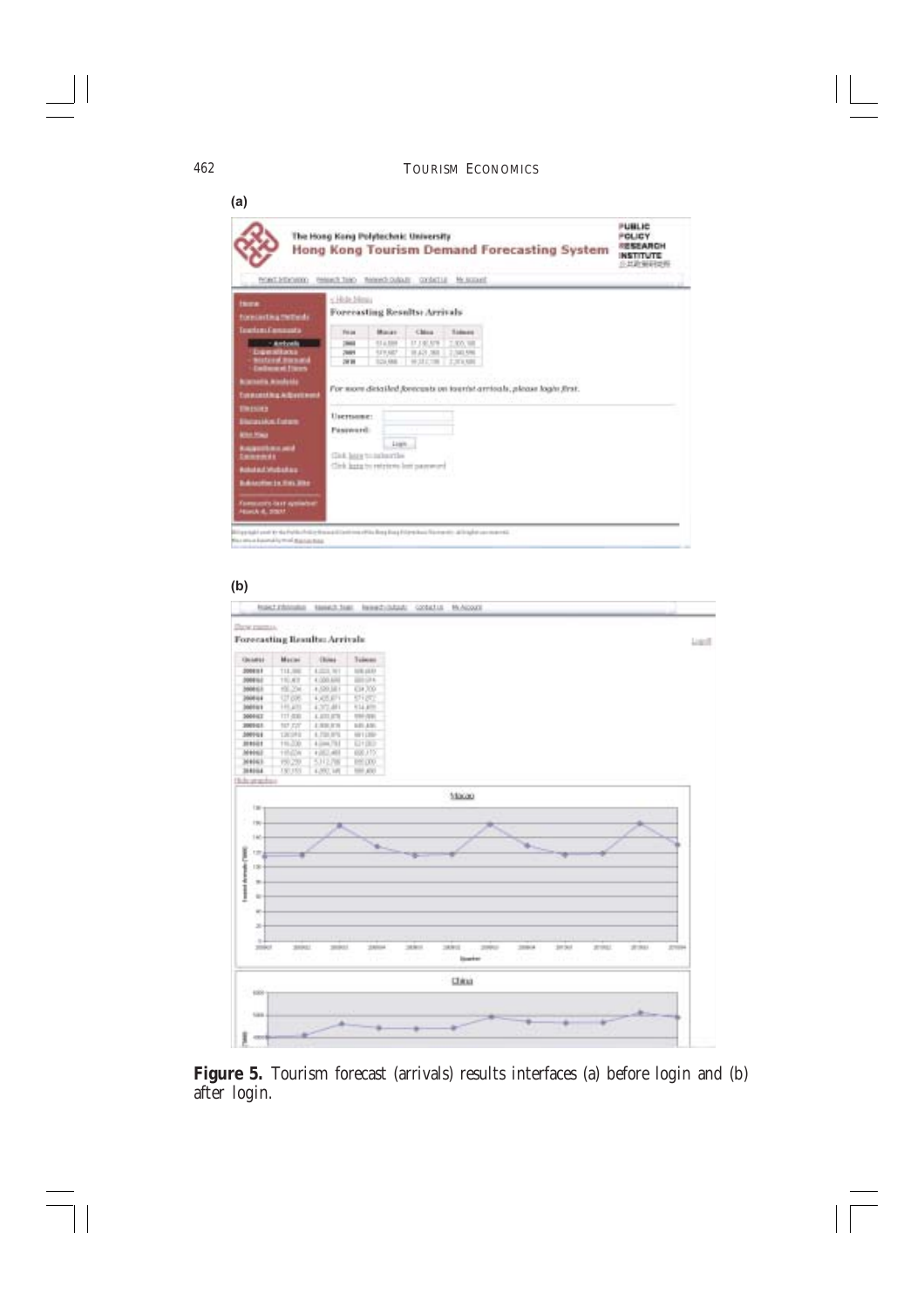(a)

(b)

**Figure 5.** Tourism forecast (arrivals) results interfaces (a) before login and (b) after login.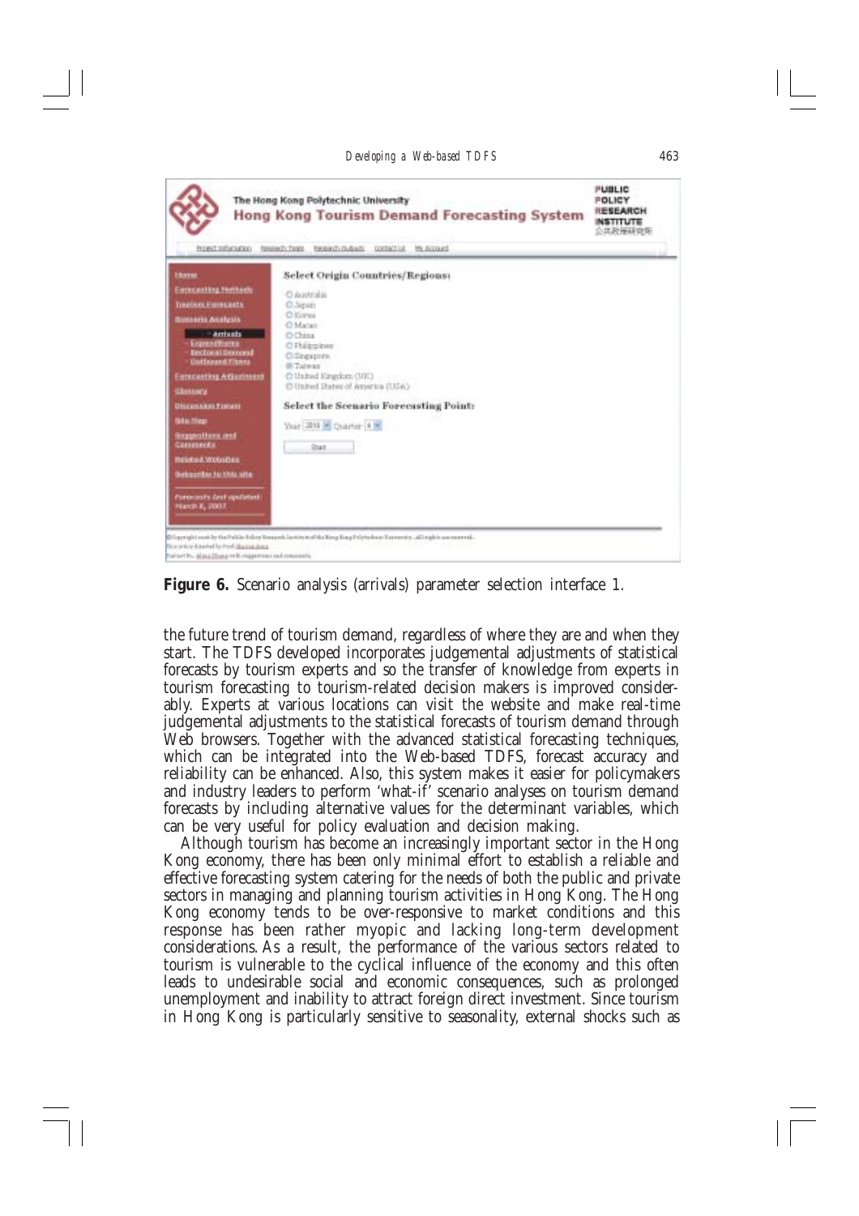**Figure 6.** Scenario analysis (arrivals) parameter selection interface 1.

the future trend of tourism demand, regardless of where they are and when they start. The TDFS developed incorporates judgemental adjustments of statistical forecasts by tourism experts and so the transfer of knowledge from experts in tourism forecasting to tourism-related decision makers is improved considerably. Experts at various locations can visit the website and make real-time judgemental adjustments to the statistical forecasts of tourism demand through Web browsers. Together with the advanced statistical forecasting techniques, which can be integrated into the Web-based TDFS, forecast accuracy and reliability can be enhanced. Also, this system makes it easier for policymakers and industry leaders to perform 'what-if' scenario analyses on tourism demand forecasts by including alternative values for the determinant variables, which can be very useful for policy evaluation and decision making.

Although tourism has become an increasingly important sector in the Hong Kong economy, there has been only minimal effort to establish a reliable and effective forecasting system catering for the needs of both the public and private sectors in managing and planning tourism activities in Hong Kong. The Hong Kong economy tends to be over-responsive to market conditions and this response has been rather myopic and lacking long-term development considerations. As a result, the performance of the various sectors related to tourism is vulnerable to the cyclical influence of the economy and this often leads to undesirable social and economic consequences, such as prolonged unemployment and inability to attract foreign direct investment. Since tourism in Hong Kong is particularly sensitive to seasonality, external shocks such as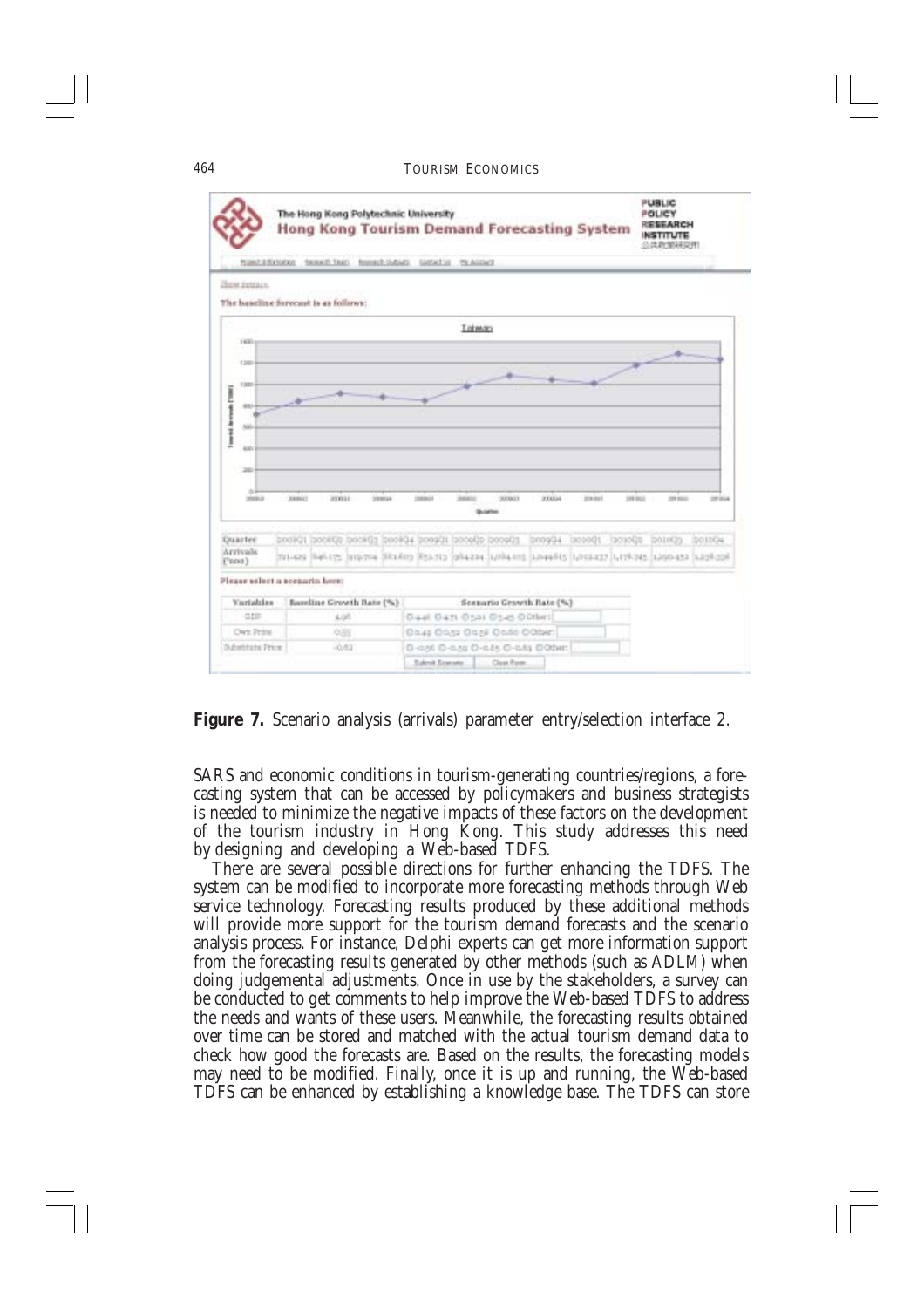**Figure 7.** Scenario analysis (arrivals) parameter entry/selection interface 2.

SARS and economic conditions in tourism-generating countries/regions, a forecasting system that can be accessed by policymakers and business strategists is needed to minimize the negative impacts of these factors on the development of the tourism industry in Hong Kong. This study addresses this need by designing and developing a Web-based TDFS.

There are several possible directions for further enhancing the TDFS. The system can be modified to incorporate more forecasting methods through Web service technology. Forecasting results produced by these additional methods will provide more support for the tourism demand forecasts and the scenario analysis process. For instance, Delphi experts can get more information support from the forecasting results generated by other methods (such as ADLM) when doing judgemental adjustments. Once in use by the stakeholders, a survey can be conducted to get comments to help improve the Web-based TDFS to address the needs and wants of these users. Meanwhile, the forecasting results obtained over time can be stored and matched with the actual tourism demand data to check how good the forecasts are. Based on the results, the forecasting models may need to be modified. Finally, once it is up and running, the Web-based TDFS can be enhanced by establishing a knowledge base. The TDFS can store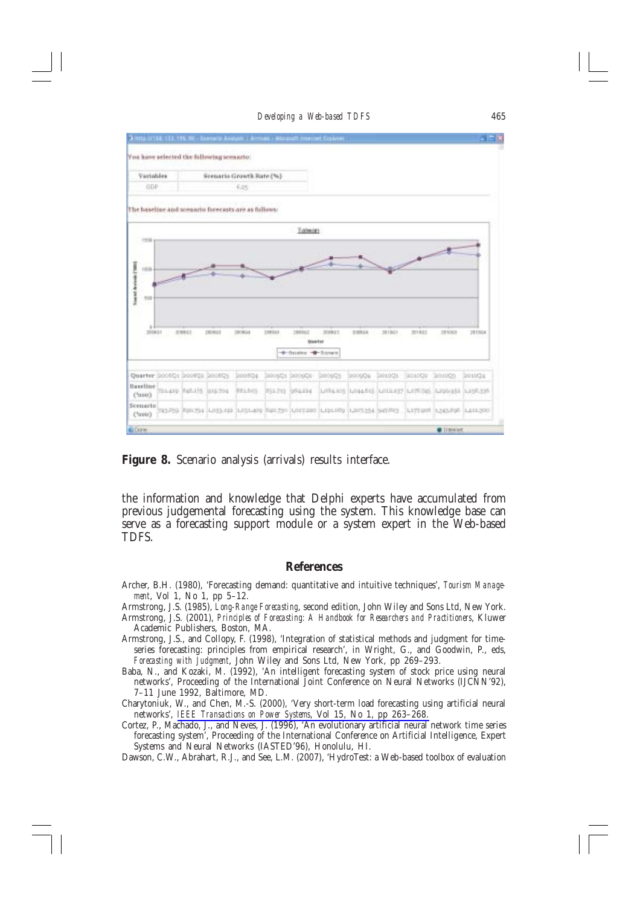**Figure 8.** Scenario analysis (arrivals) results interface.

the information and knowledge that Delphi experts have accumulated from previous judgemental forecasting using the system. This knowledge base can serve as a forecasting support module or a system expert in the Web-based TDFS.

## References

Archer, B.H. (1980), 'Forecasting demand: quantitative and intuitive techniques', *Tourism Management*, Vol 1, No 1, pp 5–12.

Armstrong, J.S. (1985), *Long-Range Forecasting*, second edition, John Wiley and Sons Ltd, New York.

Armstrong, J.S. (2001), *Principles of Forecasting: A Handbook for Researchers and Practitioners*, Kluwer Academic Publishers, Boston, MA.

Armstrong, J.S., and Collopy, F. (1998), 'Integration of statistical methods and judgment for time-series forecasting: principles from empirical research', in Wright, G., and Goodwin, P., eds, *Forecasting with Judgment*, John Wiley and Sons Ltd, New York, pp 269–293.

Baba, N., and Kozaki, M. (1992), 'An intelligent forecasting system of stock price using neural networks', Proceeding of the International Joint Conference on Neural Networks (IJCNN'92), 7–11 June 1992, Baltimore, MD.

Charytoniuk, W., and Chen, M.-S. (2000), 'Very short-term load forecasting using artificial neural networks', *IEEE Transactions on Power Systems*, Vol 15, No 1, pp 263–268.

Cortez, P., Machado, J., and Neves, J. (1996), 'An evolutionary artificial neural network time series forecasting system', Proceeding of the International Conference on Artificial Intelligence, Expert Systems and Neural Networks (IASTED'96), Honolulu, HI.

Dawson, C.W., Abrahart, R.J., and See, L.M. (2007), 'HydroTest: a Web-based toolbox of evaluation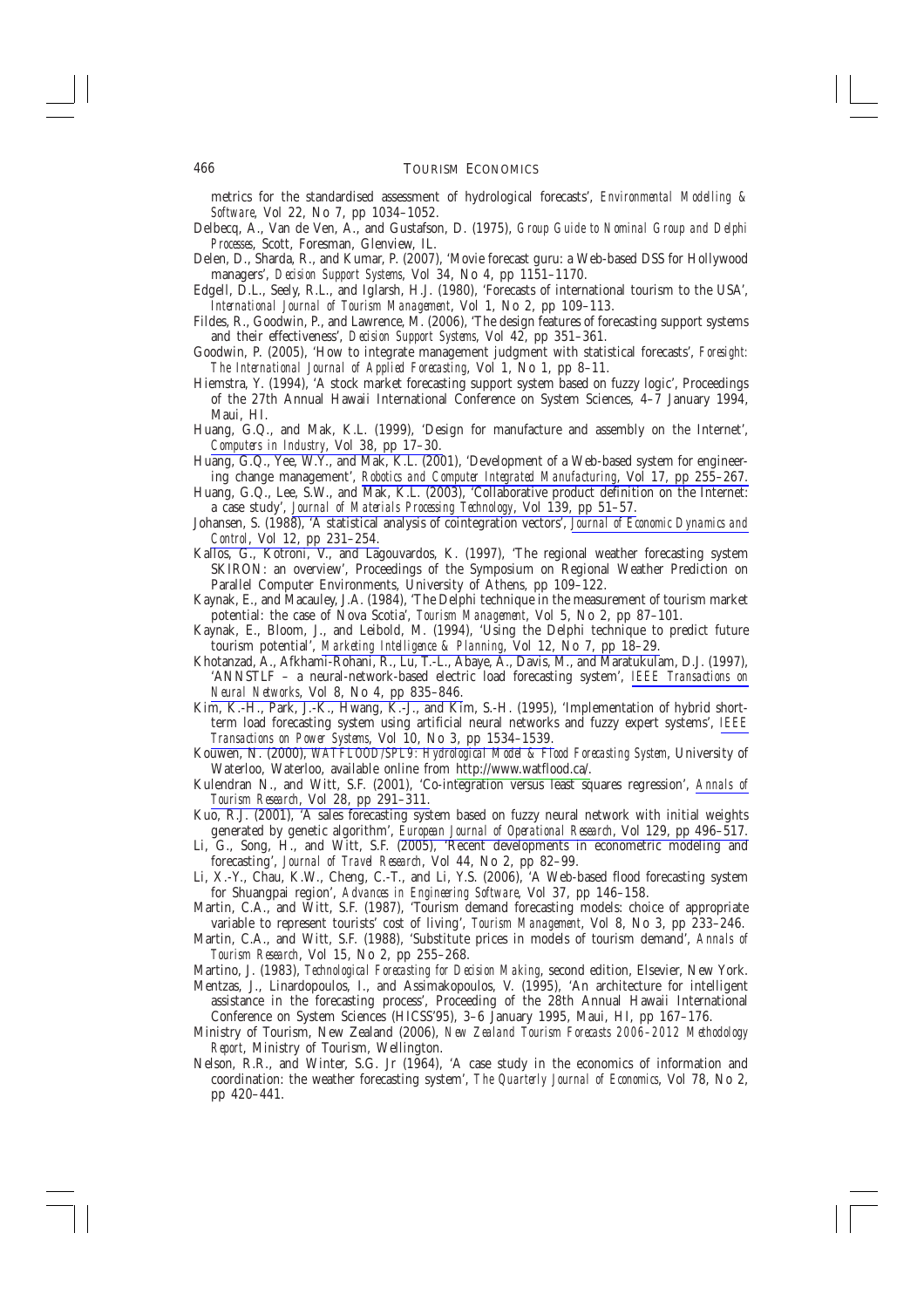metrics for the standardised assessment of hydrological forecasts', *Environmental Modelling & Software*, Vol 22, No 7, pp 1034–1052.

Delbecq, A., Van de Ven, A., and Gustafson, D. (1975), *Group Guide to Nominal Group and Delphi Processes*, Scott, Foresman, Glenview, IL.

Delen, D., Sharda, R., and Kumar, P. (2007), 'Movie forecast guru: a Web-based DSS for Hollywood managers', *Decision Support Systems*, Vol 34, No 4, pp 1151–1170.

Edgell, D.L., Seely, R.L., and Iglarsh, H.J. (1980), 'Forecasts of international tourism to the USA', *International Journal of Tourism Management*, Vol 1, No 2, pp 109–113.

Fildes, R., Goodwin, P., and Lawrence, M. (2006), 'The design features of forecasting support systems and their effectiveness', *Decision Support Systems*, Vol 42, pp 351–361.

Goodwin, P. (2005), 'How to integrate management judgment with statistical forecasts', *Foresight: The International Journal of Applied Forecasting*, Vol 1, No 1, pp 8–11.

Hiemstra, Y. (1994), 'A stock market forecasting support system based on fuzzy logic', Proceedings of the 27th Annual Hawaii International Conference on System Sciences, 4–7 January 1994, Maui, HI.

Huang, G.Q., and Mak, K.L. (1999), 'Design for manufacture and assembly on the Internet', *Computers in Industry*, Vol 38, pp 17–30.

Huang, G.Q., Yee, W.Y., and Mak, K.L. (2001), 'Development of a Web-based system for engineering change management', *Robotics and Computer Integrated Manufacturing*, Vol 17, pp 255–267.

Huang, G.Q., Lee, S.W., and Mak, K.L. (2003), 'Collaborative product definition on the Internet: a case study', *Journal of Materials Processing Technology*, Vol 139, pp 51–57.

Johansen, S. (1988), 'A statistical analysis of cointegration vectors', *Journal of Economic Dynamics and Control*, Vol 12, pp 231–254.

Kallos, G., Kotroni, V., and Lagouvardos, K. (1997), 'The regional weather forecasting system SKIRON: an overview', Proceedings of the Symposium on Regional Weather Prediction on Parallel Computer Environments, University of Athens, pp 109–122.

Kaynak, E., and Macauley, J.A. (1984), 'The Delphi technique in the measurement of tourism market potential: the case of Nova Scotia', *Tourism Management*, Vol 5, No 2, pp 87–101.

Kaynak, E., Bloom, J., and Leibold, M. (1994), 'Using the Delphi technique to predict future tourism potential', *Marketing Intelligence & Planning*, Vol 12, No 7, pp 18–29.

Khotanzad, A., Afkhami-Rohani, R., Lu, T.-L., Abaye, A., Davis, M., and Maratukulam, D.J. (1997), 'ANNSTLF – a neural-network-based electric load forecasting system', *IEEE Transactions on Neural Networks*, Vol 8, No 4, pp 835–846.

Kim, K.-H., Park, J.-K., Hwang, K.-J., and Kim, S.-H. (1995), 'Implementation of hybrid short-term load forecasting system using artificial neural networks and fuzzy expert systems', *IEEE Transactions on Power Systems*, Vol 10, No 3, pp 1534–1539.

Kouwen, N. (2000), *WATFLOOD/SPL9: Hydrological Model & Flood Forecasting System*, University of Waterloo, Waterloo, available online from http://www.watflood.ca/.

Kulendran N., and Witt, S.F. (2001), 'Co-integration versus least squares regression', *Annals of Tourism Research*, Vol 28, pp 291–311.

Kuo, R.J. (2001), 'A sales forecasting system based on fuzzy neural network with initial weights generated by genetic algorithm', *European Journal of Operational Research*, Vol 129, pp 496–517.

Li, G., Song, H., and Witt, S.F. (2005), 'Recent developments in econometric modeling and forecasting', *Journal of Travel Research*, Vol 44, No 2, pp 82–99.

Li, X.-Y., Chau, K.W., Cheng, C.-T., and Li, Y.S. (2006), 'A Web-based flood forecasting system for Shuangpai region', *Advances in Engineering Software*, Vol 37, pp 146–158.

Martin, C.A., and Witt, S.F. (1987), 'Tourism demand forecasting models: choice of appropriate variable to represent tourists' cost of living', *Tourism Management*, Vol 8, No 3, pp 233–246.

Martin, C.A., and Witt, S.F. (1988), 'Substitute prices in models of tourism demand', *Annals of Tourism Research*, Vol 15, No 2, pp 255–268.

Martino, J. (1983), *Technological Forecasting for Decision Making*, second edition, Elsevier, New York.

Mentzas, J., Linardopoulos, I., and Assimakopoulos, V. (1995), 'An architecture for intelligent assistance in the forecasting process', Proceeding of the 28th Annual Hawaii International Conference on System Sciences (HICSS'95), 3–6 January 1995, Maui, HI, pp 167–176.

Ministry of Tourism, New Zealand (2006), *New Zealand Tourism Forecasts 2006–2012 Methodology Report*, Ministry of Tourism, Wellington.

Nelson, R.R., and Winter, S.G. Jr (1964), 'A case study in the economics of information and coordination: the weather forecasting system', *The Quarterly Journal of Economics*, Vol 78, No 2, pp 420–441.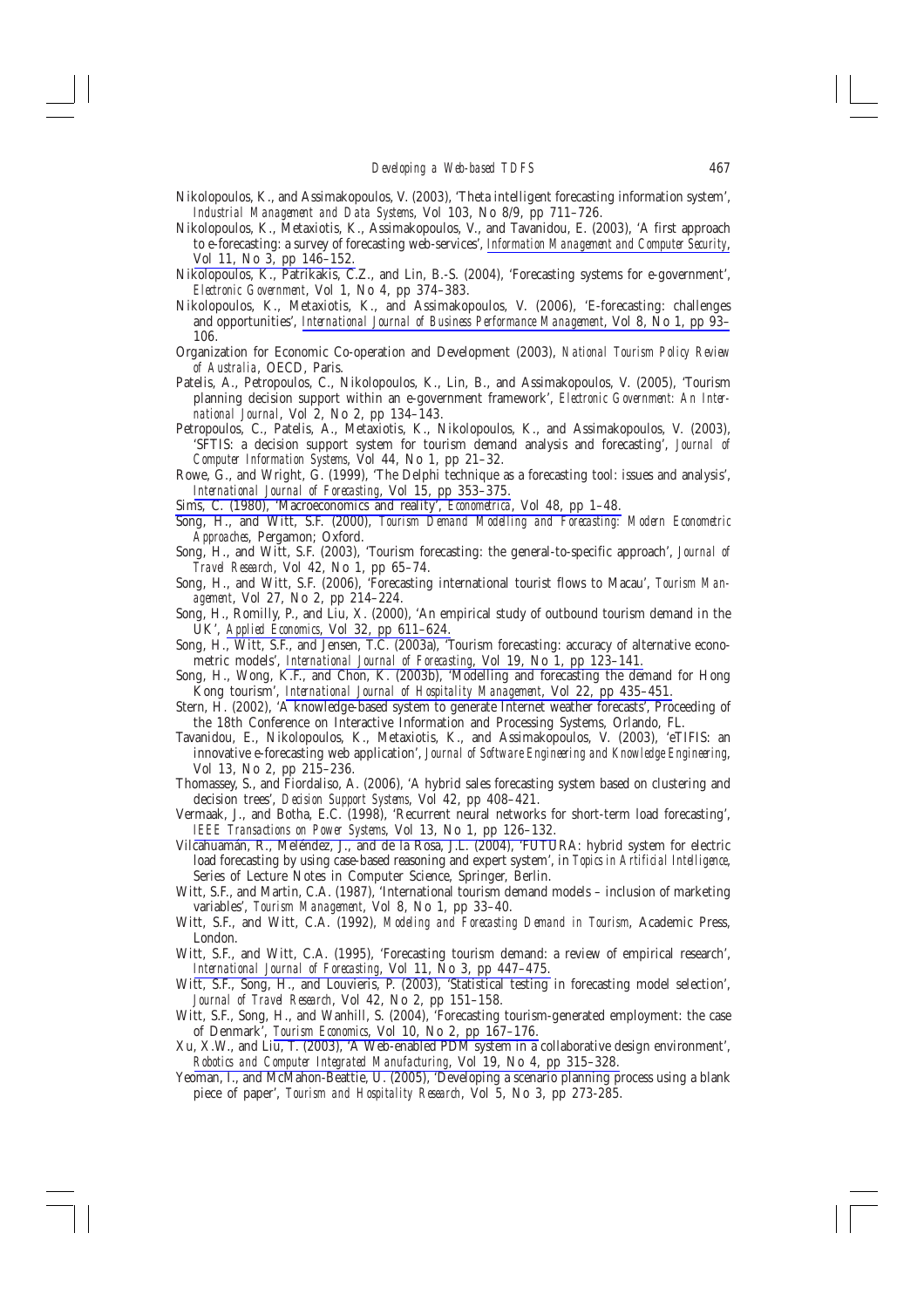Nikolopoulos, K., and Assimakopoulos, V. (2003), 'Theta intelligent forecasting information system', *Industrial Management and Data Systems*, Vol 103, No 8/9, pp 711–726.

Nikolopoulos, K., Metaxiotis, K., Assimakopoulos, V., and Tavanidou, E. (2003), 'A first approach to e-forecasting: a survey of forecasting web-services', *Information Management and Computer Security*, Vol 11, No 3, pp 146–152.

Nikolopoulos, K., Patrikakis, C.Z., and Lin, B.-S. (2004), 'Forecasting systems for e-government', *Electronic Government*, Vol 1, No 4, pp 374–383.

Nikolopoulos, K., Metaxiotis, K., and Assimakopoulos, V. (2006), 'E-forecasting: challenges and opportunities', *International Journal of Business Performance Management*, Vol 8, No 1, pp 93–106.

Organization for Economic Co-operation and Development (2003), *National Tourism Policy Review of Australia*, OECD, Paris.

Patelis, A., Petropoulos, C., Nikolopoulos, K., Lin, B., and Assimakopoulos, V. (2005), 'Tourism planning decision support within an e-government framework', *Electronic Government: An International Journal*, Vol 2, No 2, pp 134–143.

Petropoulos, C., Patelis, A., Metaxiotis, K., Nikolopoulos, K., and Assimakopoulos, V. (2003), 'SFTIS: a decision support system for tourism demand analysis and forecasting', *Journal of Computer Information Systems*, Vol 44, No 1, pp 21–32.

Rowe, G., and Wright, G. (1999), 'The Delphi technique as a forecasting tool: issues and analysis', *International Journal of Forecasting*, Vol 15, pp 353–375.

Sims, C. (1980), 'Macroeconomics and reality', *Econometrica*, Vol 48, pp 1–48.

Song, H., and Witt, S.F. (2000), *Tourism Demand Modelling and Forecasting: Modern Econometric Approaches*, Pergamon; Oxford.

Song, H., and Witt, S.F. (2003), 'Tourism forecasting: the general-to-specific approach', *Journal of Travel Research*, Vol 42, No 1, pp 65–74.

Song, H., and Witt, S.F. (2006), 'Forecasting international tourist flows to Macau', *Tourism Management*, Vol 27, No 2, pp 214–224.

Song, H., Romilly, P., and Liu, X. (2000), 'An empirical study of outbound tourism demand in the UK', *Applied Economics*, Vol 32, pp 611–624.

Song, H., Witt, S.F., and Jensen, T.C. (2003a), 'Tourism forecasting: accuracy of alternative econometric models', *International Journal of Forecasting*, Vol 19, No 1, pp 123–141.

Song, H., Wong, K.F., and Chon, K. (2003b), 'Modelling and forecasting the demand for Hong Kong tourism', *International Journal of Hospitality Management*, Vol 22, pp 435–451.

Stern, H. (2002), 'A knowledge-based system to generate Internet weather forecasts', Proceeding of the 18th Conference on Interactive Information and Processing Systems, Orlando, FL.

Tavanidou, E., Nikolopoulos, K., Metaxiotis, K., and Assimakopoulos, V. (2003), 'eTIFIS: an innovative e-forecasting web application', *Journal of Software Engineering and Knowledge Engineering*, Vol 13, No 2, pp 215–236.

Thomassey, S., and Fiordaliso, A. (2006), 'A hybrid sales forecasting system based on clustering and decision trees', *Decision Support Systems*, Vol 42, pp 408–421.

Vermaak, J., and Botha, E.C. (1998), 'Recurrent neural networks for short-term load forecasting', *IEEE Transactions on Power Systems*, Vol 13, No 1, pp 126–132.

Vilcahuamán, R., Meléndez, J., and de la Rosa, J.L. (2004), 'FUTURA: hybrid system for electric load forecasting by using case-based reasoning and expert system', in *Topics in Artificial Intelligence*, Series of Lecture Notes in Computer Science, Springer, Berlin.

Witt, S.F., and Martin, C.A. (1987), 'International tourism demand models – inclusion of marketing variables', *Tourism Management*, Vol 8, No 1, pp 33–40.

Witt, S.F., and Witt, C.A. (1992), *Modeling and Forecasting Demand in Tourism*, Academic Press, London.

Witt, S.F., and Witt, C.A. (1995), 'Forecasting tourism demand: a review of empirical research', *International Journal of Forecasting*, Vol 11, No 3, pp 447–475.

Witt, S.F., Song, H., and Louvieris, P. (2003), 'Statistical testing in forecasting model selection', *Journal of Travel Research*, Vol 42, No 2, pp 151–158.

Witt, S.F., Song, H., and Wanhill, S. (2004), 'Forecasting tourism-generated employment: the case of Denmark', *Tourism Economics*, Vol 10, No 2, pp 167–176.

Xu, X.W., and Liu, T. (2003), 'A Web-enabled PDM system in a collaborative design environment', *Robotics and Computer Integrated Manufacturing*, Vol 19, No 4, pp 315–328.

Yeoman, I., and McMahon-Beattie, U. (2005), 'Developing a scenario planning process using a blank piece of paper', *Tourism and Hospitality Research*, Vol 5, No 3, pp 273-285.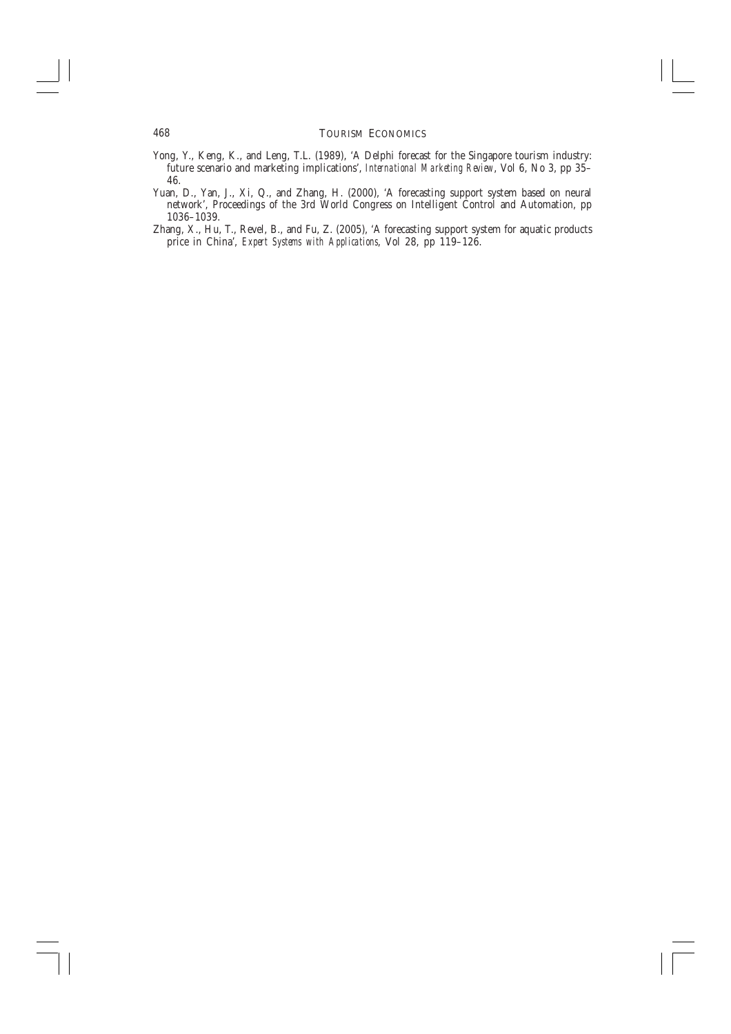Yong, Y., Keng, K., and Leng, T.L. (1989), 'A Delphi forecast for the Singapore tourism industry: future scenario and marketing implications', *International Marketing Review*, Vol 6, No 3, pp 35–46.

Yuan, D., Yan, J., Xi, Q., and Zhang, H. (2000), 'A forecasting support system based on neural network', Proceedings of the 3rd World Congress on Intelligent Control and Automation, pp 1036–1039.

Zhang, X., Hu, T., Revel, B., and Fu, Z. (2005), 'A forecasting support system for aquatic products price in China', *Expert Systems with Applications*, Vol 28, pp 119–126.